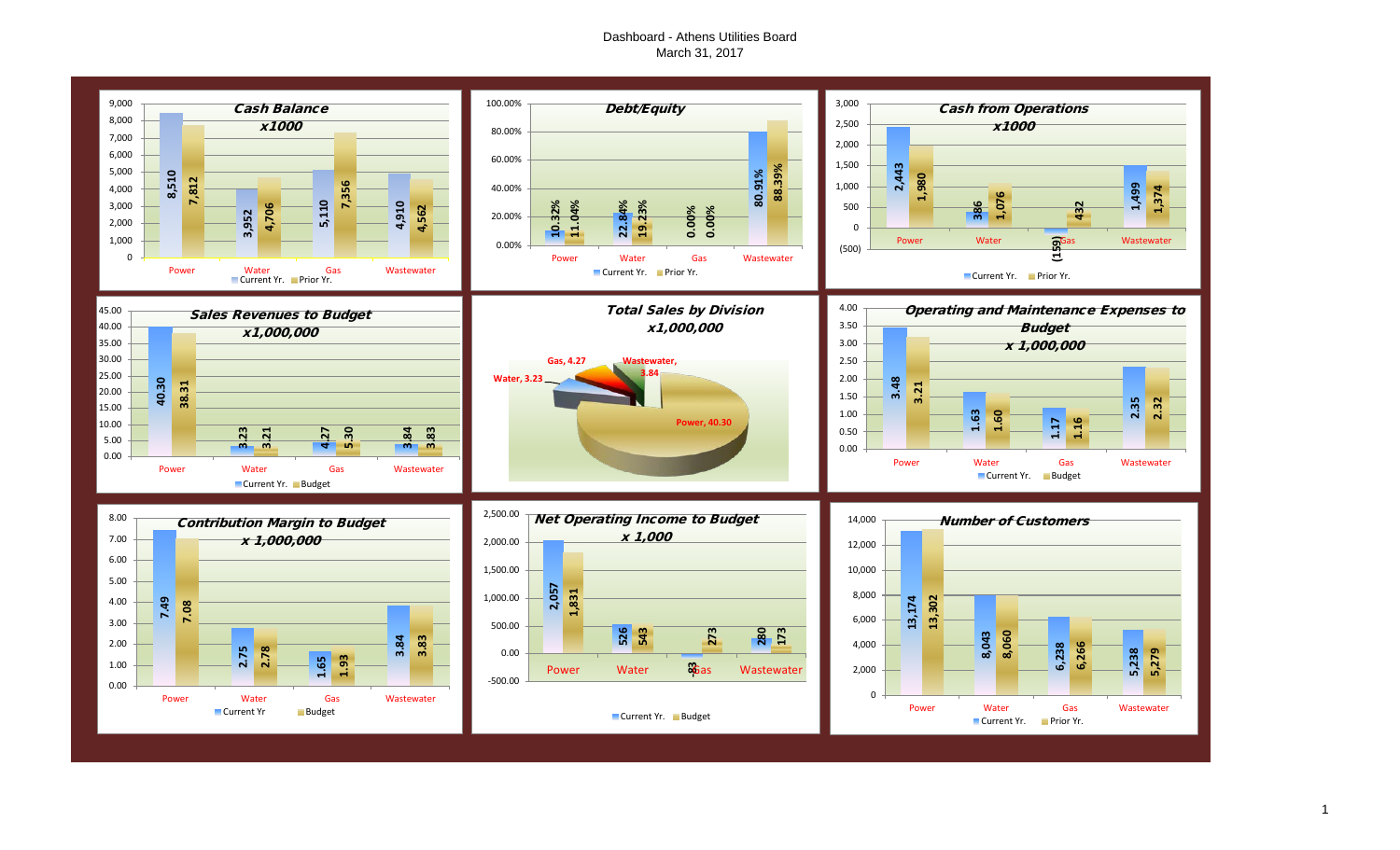# Dashboard - Athens Utilities Board

March 31, 2017

## Cash Balance x1000

| | Power | Water | Gas | Wastewater |
|---|---|---|---|---|
| Current Yr. | 8,510 | 3,952 | 5,110 | 4,910 |
| Prior Yr. | 7,812 | 4,706 | 7,356 | 4,562 |

## Debt/Equity

| | Power | Water | Gas | Wastewater |
|---|---|---|---|---|
| Current Yr. | 10.32% | 22.84% | 0.00% | 80.91% |
| Prior Yr. | 11.04% | 19.23% | 0.00% | 88.39% |

## Cash from Operations x1000

| | Power | Water | Gas | Wastewater |
|---|---|---|---|---|
| Current Yr. | 2,443 | 386 | (159) | 1,499 |
| Prior Yr. | 1,980 | 1,076 | 432 | 1,374 |

## Sales Revenues to Budget x1,000,000

| | Power | Water | Gas | Wastewater |
|---|---|---|---|---|
| Current Yr. | 40.30 | 3.23 | 4.27 | 3.84 |
| Budget | 38.31 | 3.21 | 5.30 | 3.83 |

## Total Sales by Division x1,000,000

| Division | Sales |
|---|---|
| Power | 40.30 |
| Water | 3.23 |
| Gas | 4.27 |
| Wastewater | 3.84 |

## Operating and Maintenance Expenses to Budget x 1,000,000

| | Power | Water | Gas | Wastewater |
|---|---|---|---|---|
| Current Yr. | 3.48 | 1.63 | 1.17 | 2.35 |
| Budget | 3.21 | 1.60 | 1.16 | 2.32 |

## Contribution Margin to Budget x 1,000,000

| | Power | Water | Gas | Wastewater |
|---|---|---|---|---|
| Current Yr | 7.49 | 2.75 | 1.65 | 3.84 |
| Budget | 7.08 | 2.78 | 1.93 | 3.83 |

## Net Operating Income to Budget x 1,000

| | Power | Water | Gas | Wastewater |
|---|---|---|---|---|
| Current Yr. | 2,057 | 526 | -83 | 280 |
| Budget | 1,831 | 543 | 273 | 173 |

## Number of Customers

| | Power | Water | Gas | Wastewater |
|---|---|---|---|---|
| Current Yr. | 13,174 | 8,043 | 6,238 | 5,238 |
| Prior Yr. | 13,302 | 8,060 | 6,266 | 5,279 |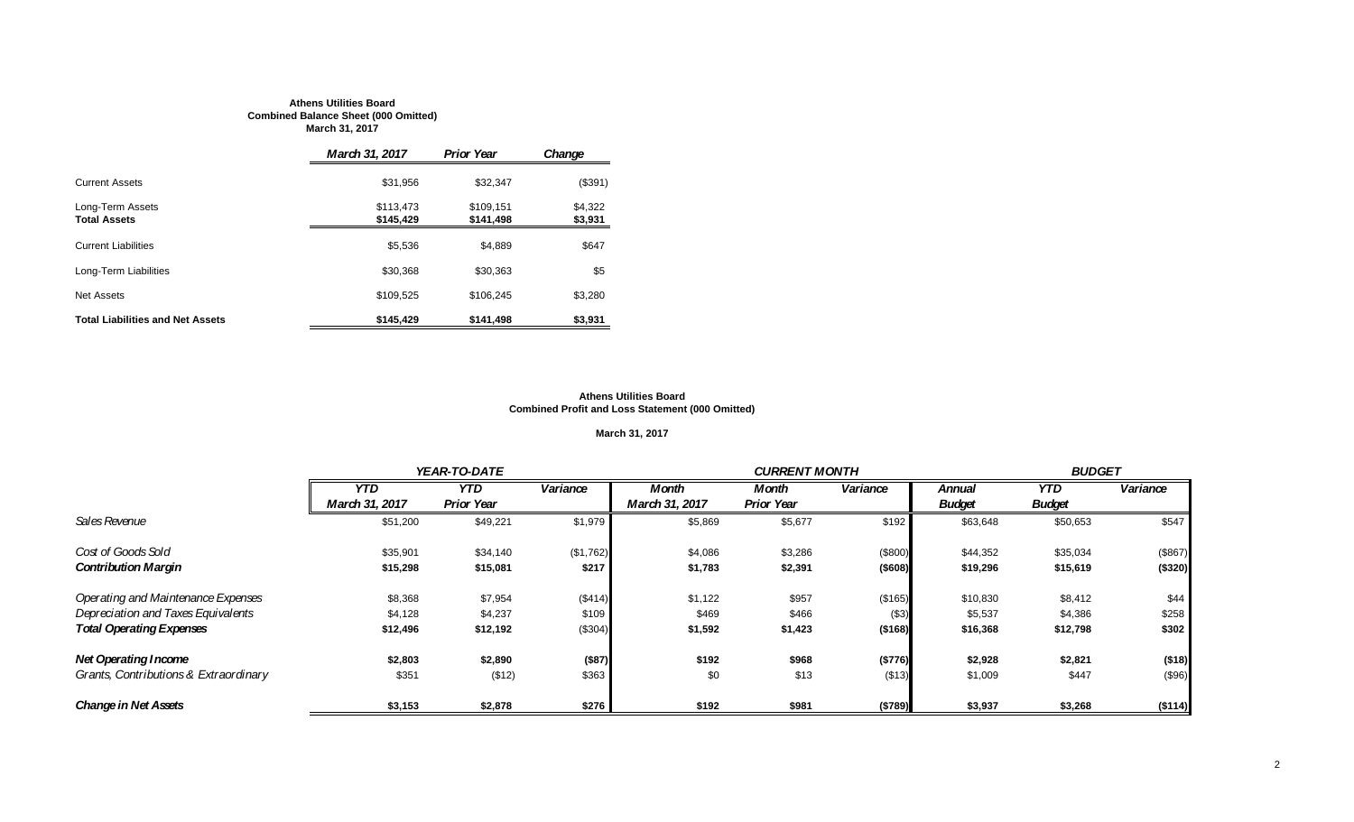**Athens Utilities Board**
**Combined Balance Sheet (000 Omitted)**
**March 31, 2017**

| | *March 31, 2017* | *Prior Year* | *Change* |
|---|---|---|---|
| Current Assets | $31,956 | $32,347 | ($391) |
| Long-Term Assets | $113,473 | $109,151 | $4,322 |
| **Total Assets** | **$145,429** | **$141,498** | **$3,931** |
| Current Liabilities | $5,536 | $4,889 | $647 |
| Long-Term Liabilities | $30,368 | $30,363 | $5 |
| Net Assets | $109,525 | $106,245 | $3,280 |
| **Total Liabilities and Net Assets** | **$145,429** | **$141,498** | **$3,931** |

**Athens Utilities Board**
**Combined Profit and Loss Statement (000 Omitted)**

**March 31, 2017**

| | *YEAR-TO-DATE* | | | *CURRENT MONTH* | | | *BUDGET* | | |
|---|---|---|---|---|---|---|---|---|---|
| | *YTD March 31, 2017* | *YTD Prior Year* | *Variance* | *Month March 31, 2017* | *Month Prior Year* | *Variance* | *Annual Budget* | *YTD Budget* | *Variance* |
| *Sales Revenue* | $51,200 | $49,221 | $1,979 | $5,869 | $5,677 | $192 | $63,648 | $50,653 | $547 |
| *Cost of Goods Sold* | $35,901 | $34,140 | ($1,762) | $4,086 | $3,286 | ($800) | $44,352 | $35,034 | ($867) |
| ***Contribution Margin*** | **$15,298** | **$15,081** | **$217** | **$1,783** | **$2,391** | **($608)** | **$19,296** | **$15,619** | **($320)** |
| *Operating and Maintenance Expenses* | $8,368 | $7,954 | ($414) | $1,122 | $957 | ($165) | $10,830 | $8,412 | $44 |
| *Depreciation and Taxes Equivalents* | $4,128 | $4,237 | $109 | $469 | $466 | ($3) | $5,537 | $4,386 | $258 |
| ***Total Operating Expenses*** | **$12,496** | **$12,192** | **($304)** | **$1,592** | **$1,423** | **($168)** | **$16,368** | **$12,798** | **$302** |
| ***Net Operating Income*** | **$2,803** | **$2,890** | **($87)** | **$192** | **$968** | **($776)** | **$2,928** | **$2,821** | **($18)** |
| *Grants, Contributions & Extraordinary* | $351 | ($12) | $363 | $0 | $13 | ($13) | $1,009 | $447 | ($96) |
| ***Change in Net Assets*** | **$3,153** | **$2,878** | **$276** | **$192** | **$981** | **($789)** | **$3,937** | **$3,268** | **($114)** |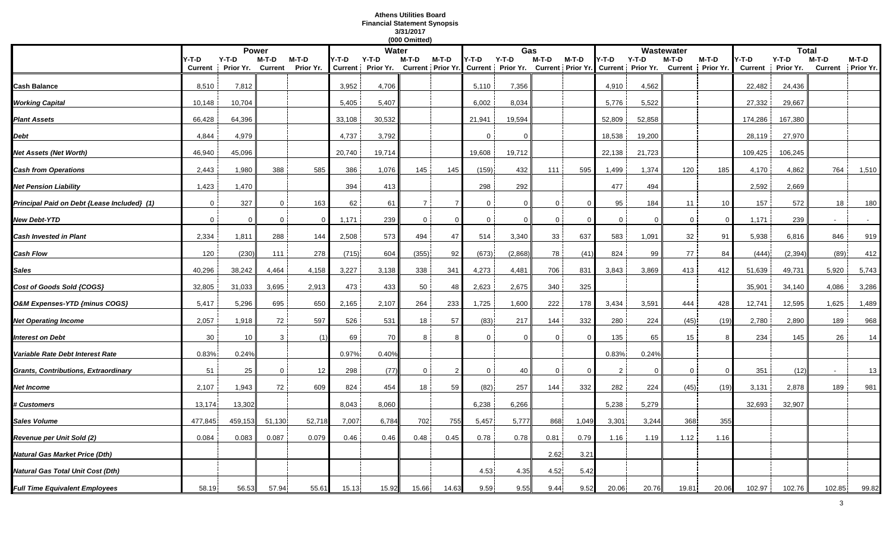**Athens Utilities Board**
**Financial Statement Synopsis**
**3/31/2017**
**(000 Omitted)**

| | Power | | | | Water | | | | Gas | | | | Wastewater | | | | Total | | | |
|---|---|---|---|---|---|---|---|---|---|---|---|---|---|---|---|---|---|---|---|---|
| | Y-T-D Current | Y-T-D Prior Yr. | M-T-D Current | M-T-D Prior Yr. | Y-T-D Current | Y-T-D Prior Yr. | M-T-D Current | M-T-D Prior Yr. | Y-T-D Current | Y-T-D Prior Yr. | M-T-D Current | M-T-D Prior Yr. | Y-T-D Current | Y-T-D Prior Yr. | M-T-D Current | M-T-D Prior Yr. | Y-T-D Current | Y-T-D Prior Yr. | M-T-D Current | M-T-D Prior Yr. |
| **Cash Balance** | 8,510 | 7,812 | | | 3,952 | 4,706 | | | 5,110 | 7,356 | | | 4,910 | 4,562 | | | 22,482 | 24,436 | | |
| ***Working Capital*** | 10,148 | 10,704 | | | 5,405 | 5,407 | | | 6,002 | 8,034 | | | 5,776 | 5,522 | | | 27,332 | 29,667 | | |
| ***Plant Assets*** | 66,428 | 64,396 | | | 33,108 | 30,532 | | | 21,941 | 19,594 | | | 52,809 | 52,858 | | | 174,286 | 167,380 | | |
| ***Debt*** | 4,844 | 4,979 | | | 4,737 | 3,792 | | | 0 | 0 | | | 18,538 | 19,200 | | | 28,119 | 27,970 | | |
| ***Net Assets (Net Worth)*** | 46,940 | 45,096 | | | 20,740 | 19,714 | | | 19,608 | 19,712 | | | 22,138 | 21,723 | | | 109,425 | 106,245 | | |
| ***Cash from Operations*** | 2,443 | 1,980 | 388 | 585 | 386 | 1,076 | 145 | 145 | (159) | 432 | 111 | 595 | 1,499 | 1,374 | 120 | 185 | 4,170 | 4,862 | 764 | 1,510 |
| ***Net Pension Liability*** | 1,423 | 1,470 | | | 394 | 413 | | | 298 | 292 | | | 477 | 494 | | | 2,592 | 2,669 | | |
| ***Principal Paid on Debt {Lease Included} (1)*** | 0 | 327 | 0 | 163 | 62 | 61 | 7 | 7 | 0 | 0 | 0 | 0 | 95 | 184 | 11 | 10 | 157 | 572 | 18 | 180 |
| ***New Debt-YTD*** | 0 | 0 | 0 | 0 | 1,171 | 239 | 0 | 0 | 0 | 0 | 0 | 0 | 0 | 0 | 0 | 0 | 1,171 | 239 | - | - |
| ***Cash Invested in Plant*** | 2,334 | 1,811 | 288 | 144 | 2,508 | 573 | 494 | 47 | 514 | 3,340 | 33 | 637 | 583 | 1,091 | 32 | 91 | 5,938 | 6,816 | 846 | 919 |
| ***Cash Flow*** | 120 | (230) | 111 | 278 | (715) | 604 | (355) | 92 | (673) | (2,868) | 78 | (41) | 824 | 99 | 77 | 84 | (444) | (2,394) | (89) | 412 |
| ***Sales*** | 40,296 | 38,242 | 4,464 | 4,158 | 3,227 | 3,138 | 338 | 341 | 4,273 | 4,481 | 706 | 831 | 3,843 | 3,869 | 413 | 412 | 51,639 | 49,731 | 5,920 | 5,743 |
| ***Cost of Goods Sold {COGS}*** | 32,805 | 31,033 | 3,695 | 2,913 | 473 | 433 | 50 | 48 | 2,623 | 2,675 | 340 | 325 | | | | | 35,901 | 34,140 | 4,086 | 3,286 |
| ***O&M Expenses-YTD {minus COGS}*** | 5,417 | 5,296 | 695 | 650 | 2,165 | 2,107 | 264 | 233 | 1,725 | 1,600 | 222 | 178 | 3,434 | 3,591 | 444 | 428 | 12,741 | 12,595 | 1,625 | 1,489 |
| ***Net Operating Income*** | 2,057 | 1,918 | 72 | 597 | 526 | 531 | 18 | 57 | (83) | 217 | 144 | 332 | 280 | 224 | (45) | (19) | 2,780 | 2,890 | 189 | 968 |
| ***Interest on Debt*** | 30 | 10 | 3 | (1) | 69 | 70 | 8 | 8 | 0 | 0 | 0 | 0 | 135 | 65 | 15 | 8 | 234 | 145 | 26 | 14 |
| ***Variable Rate Debt Interest Rate*** | 0.83% | 0.24% | | | 0.97% | 0.40% | | | | | | | 0.83% | 0.24% | | | | | | |
| ***Grants, Contributions, Extraordinary*** | 51 | 25 | 0 | 12 | 298 | (77) | 0 | 2 | 0 | 40 | 0 | 0 | 2 | 0 | 0 | 0 | 351 | (12) | - | 13 |
| ***Net Income*** | 2,107 | 1,943 | 72 | 609 | 824 | 454 | 18 | 59 | (82) | 257 | 144 | 332 | 282 | 224 | (45) | (19) | 3,131 | 2,878 | 189 | 981 |
| ***# Customers*** | 13,174 | 13,302 | | | 8,043 | 8,060 | | | 6,238 | 6,266 | | | 5,238 | 5,279 | | | 32,693 | 32,907 | | |
| ***Sales Volume*** | 477,845 | 459,153 | 51,130 | 52,718 | 7,007 | 6,784 | 702 | 755 | 5,457 | 5,777 | 868 | 1,049 | 3,301 | 3,244 | 368 | 355 | | | | |
| ***Revenue per Unit Sold (2)*** | 0.084 | 0.083 | 0.087 | 0.079 | 0.46 | 0.46 | 0.48 | 0.45 | 0.78 | 0.78 | 0.81 | 0.79 | 1.16 | 1.19 | 1.12 | 1.16 | | | | |
| ***Natural Gas Market Price (Dth)*** | | | | | | | | | | | 2.62 | 3.21 | | | | | | | | |
| ***Natural Gas Total Unit Cost (Dth)*** | | | | | | | | | 4.53 | 4.35 | 4.52 | 5.42 | | | | | | | | |
| ***Full Time Equivalent Employees*** | 58.19 | 56.53 | 57.94 | 55.61 | 15.13 | 15.92 | 15.66 | 14.63 | 9.59 | 9.55 | 9.44 | 9.52 | 20.06 | 20.76 | 19.81 | 20.06 | 102.97 | 102.76 | 102.85 | 99.82 |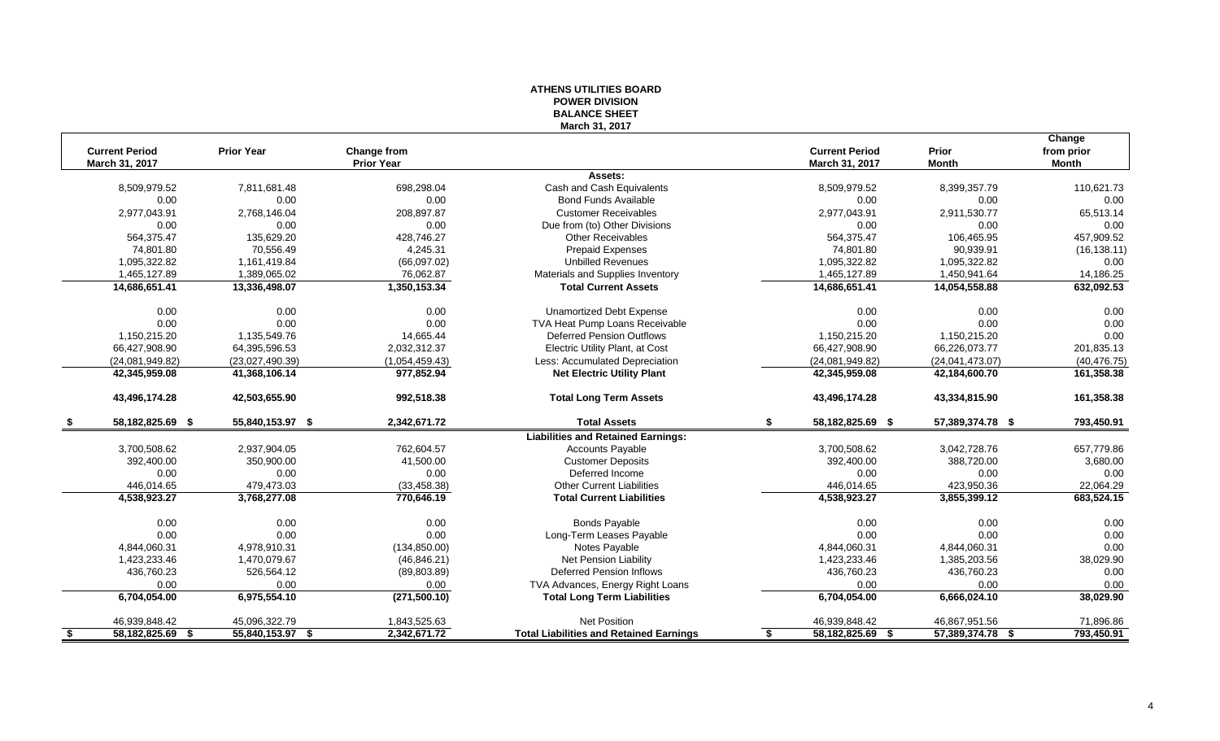# ATHENS UTILITIES BOARD
## POWER DIVISION
## BALANCE SHEET
### March 31, 2017

| Current Period March 31, 2017 | Prior Year | Change from Prior Year | | Current Period March 31, 2017 | Prior Month | Change from prior Month |
|---|---|---|---|---|---|---|
| | | | **Assets:** | | | |
| 8,509,979.52 | 7,811,681.48 | 698,298.04 | Cash and Cash Equivalents | 8,509,979.52 | 8,399,357.79 | 110,621.73 |
| 0.00 | 0.00 | 0.00 | Bond Funds Available | 0.00 | 0.00 | 0.00 |
| 2,977,043.91 | 2,768,146.04 | 208,897.87 | Customer Receivables | 2,977,043.91 | 2,911,530.77 | 65,513.14 |
| 0.00 | 0.00 | 0.00 | Due from (to) Other Divisions | 0.00 | 0.00 | 0.00 |
| 564,375.47 | 135,629.20 | 428,746.27 | Other Receivables | 564,375.47 | 106,465.95 | 457,909.52 |
| 74,801.80 | 70,556.49 | 4,245.31 | Prepaid Expenses | 74,801.80 | 90,939.91 | (16,138.11) |
| 1,095,322.82 | 1,161,419.84 | (66,097.02) | Unbilled Revenues | 1,095,322.82 | 1,095,322.82 | 0.00 |
| 1,465,127.89 | 1,389,065.02 | 76,062.87 | Materials and Supplies Inventory | 1,465,127.89 | 1,450,941.64 | 14,186.25 |
| **14,686,651.41** | **13,336,498.07** | **1,350,153.34** | **Total Current Assets** | **14,686,651.41** | **14,054,558.88** | **632,092.53** |
| 0.00 | 0.00 | 0.00 | Unamortized Debt Expense | 0.00 | 0.00 | 0.00 |
| 0.00 | 0.00 | 0.00 | TVA Heat Pump Loans Receivable | 0.00 | 0.00 | 0.00 |
| 1,150,215.20 | 1,135,549.76 | 14,665.44 | Deferred Pension Outflows | 1,150,215.20 | 1,150,215.20 | 0.00 |
| 66,427,908.90 | 64,395,596.53 | 2,032,312.37 | Electric Utility Plant, at Cost | 66,427,908.90 | 66,226,073.77 | 201,835.13 |
| (24,081,949.82) | (23,027,490.39) | (1,054,459.43) | Less: Accumulated Depreciation | (24,081,949.82) | (24,041,473.07) | (40,476.75) |
| **42,345,959.08** | **41,368,106.14** | **977,852.94** | **Net Electric Utility Plant** | **42,345,959.08** | **42,184,600.70** | **161,358.38** |
| **43,496,174.28** | **42,503,655.90** | **992,518.38** | **Total Long Term Assets** | **43,496,174.28** | **43,334,815.90** | **161,358.38** |
| **$ 58,182,825.69** | **$ 55,840,153.97** | **$ 2,342,671.72** | **Total Assets** | **$ 58,182,825.69** | **$ 57,389,374.78** | **$ 793,450.91** |
| | | | **Liabilities and Retained Earnings:** | | | |
| 3,700,508.62 | 2,937,904.05 | 762,604.57 | Accounts Payable | 3,700,508.62 | 3,042,728.76 | 657,779.86 |
| 392,400.00 | 350,900.00 | 41,500.00 | Customer Deposits | 392,400.00 | 388,720.00 | 3,680.00 |
| 0.00 | 0.00 | 0.00 | Deferred Income | 0.00 | 0.00 | 0.00 |
| 446,014.65 | 479,473.03 | (33,458.38) | Other Current Liabilities | 446,014.65 | 423,950.36 | 22,064.29 |
| **4,538,923.27** | **3,768,277.08** | **770,646.19** | **Total Current Liabilities** | **4,538,923.27** | **3,855,399.12** | **683,524.15** |
| 0.00 | 0.00 | 0.00 | Bonds Payable | 0.00 | 0.00 | 0.00 |
| 0.00 | 0.00 | 0.00 | Long-Term Leases Payable | 0.00 | 0.00 | 0.00 |
| 4,844,060.31 | 4,978,910.31 | (134,850.00) | Notes Payable | 4,844,060.31 | 4,844,060.31 | 0.00 |
| 1,423,233.46 | 1,470,079.67 | (46,846.21) | Net Pension Liability | 1,423,233.46 | 1,385,203.56 | 38,029.90 |
| 436,760.23 | 526,564.12 | (89,803.89) | Deferred Pension Inflows | 436,760.23 | 436,760.23 | 0.00 |
| 0.00 | 0.00 | 0.00 | TVA Advances, Energy Right Loans | 0.00 | 0.00 | 0.00 |
| **6,704,054.00** | **6,975,554.10** | **(271,500.10)** | **Total Long Term Liabilities** | **6,704,054.00** | **6,666,024.10** | **38,029.90** |
| 46,939,848.42 | 45,096,322.79 | 1,843,525.63 | Net Position | 46,939,848.42 | 46,867,951.56 | 71,896.86 |
| **$ 58,182,825.69** | **$ 55,840,153.97** | **$ 2,342,671.72** | **Total Liabilities and Retained Earnings** | **$ 58,182,825.69** | **$ 57,389,374.78** | **$ 793,450.91** |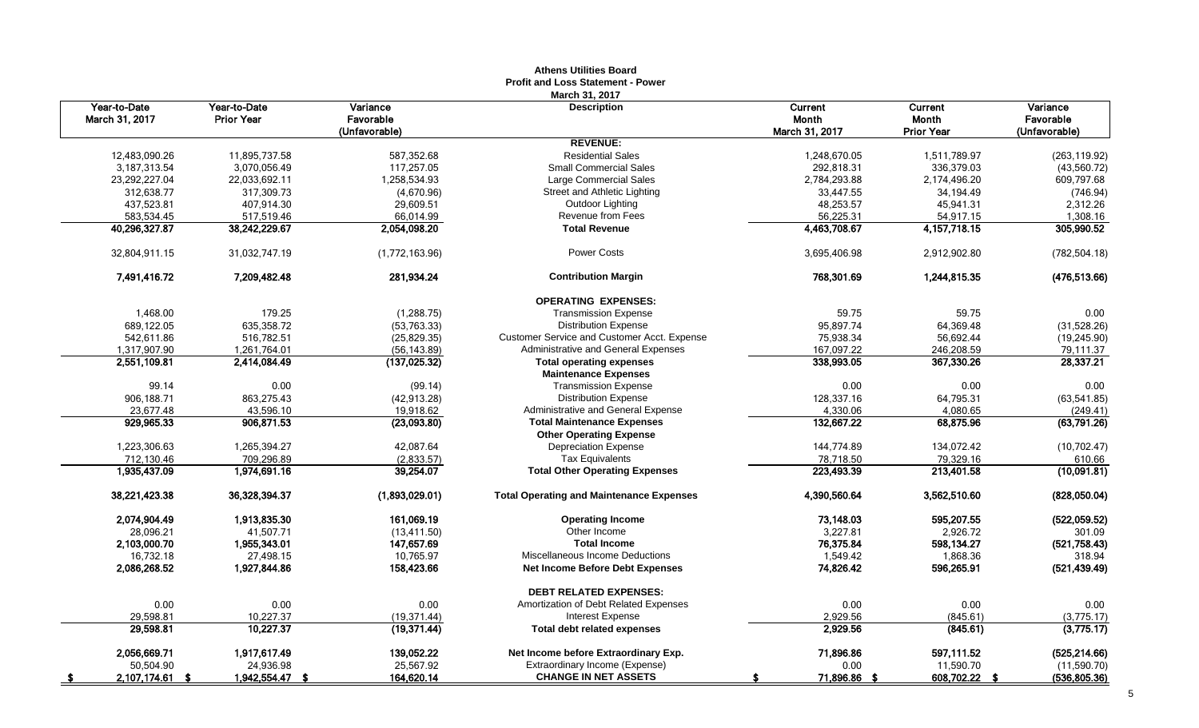**Athens Utilities Board**
**Profit and Loss Statement - Power**
**March 31, 2017**

| Year-to-Date March 31, 2017 | Year-to-Date Prior Year | Variance Favorable (Unfavorable) | Description | Current Month March 31, 2017 | Current Month Prior Year | Variance Favorable (Unfavorable) |
|---|---|---|---|---|---|---|
| | | | **REVENUE:** | | | |
| 12,483,090.26 | 11,895,737.58 | 587,352.68 | Residential Sales | 1,248,670.05 | 1,511,789.97 | (263,119.92) |
| 3,187,313.54 | 3,070,056.49 | 117,257.05 | Small Commercial Sales | 292,818.31 | 336,379.03 | (43,560.72) |
| 23,292,227.04 | 22,033,692.11 | 1,258,534.93 | Large Commercial Sales | 2,784,293.88 | 2,174,496.20 | 609,797.68 |
| 312,638.77 | 317,309.73 | (4,670.96) | Street and Athletic Lighting | 33,447.55 | 34,194.49 | (746.94) |
| 437,523.81 | 407,914.30 | 29,609.51 | Outdoor Lighting | 48,253.57 | 45,941.31 | 2,312.26 |
| 583,534.45 | 517,519.46 | 66,014.99 | Revenue from Fees | 56,225.31 | 54,917.15 | 1,308.16 |
| **40,296,327.87** | **38,242,229.67** | **2,054,098.20** | **Total Revenue** | **4,463,708.67** | **4,157,718.15** | **305,990.52** |
| 32,804,911.15 | 31,032,747.19 | (1,772,163.96) | Power Costs | 3,695,406.98 | 2,912,902.80 | (782,504.18) |
| **7,491,416.72** | **7,209,482.48** | **281,934.24** | **Contribution Margin** | **768,301.69** | **1,244,815.35** | **(476,513.66)** |
| | | | **OPERATING EXPENSES:** | | | |
| 1,468.00 | 179.25 | (1,288.75) | Transmission Expense | 59.75 | 59.75 | 0.00 |
| 689,122.05 | 635,358.72 | (53,763.33) | Distribution Expense | 95,897.74 | 64,369.48 | (31,528.26) |
| 542,611.86 | 516,782.51 | (25,829.35) | Customer Service and Customer Acct. Expense | 75,938.34 | 56,692.44 | (19,245.90) |
| 1,317,907.90 | 1,261,764.01 | (56,143.89) | Administrative and General Expenses | 167,097.22 | 246,208.59 | 79,111.37 |
| **2,551,109.81** | **2,414,084.49** | **(137,025.32)** | **Total operating expenses** | **338,993.05** | **367,330.26** | **28,337.21** |
| | | | **Maintenance Expenses** | | | |
| 99.14 | 0.00 | (99.14) | Transmission Expense | 0.00 | 0.00 | 0.00 |
| 906,188.71 | 863,275.43 | (42,913.28) | Distribution Expense | 128,337.16 | 64,795.31 | (63,541.85) |
| 23,677.48 | 43,596.10 | 19,918.62 | Administrative and General Expense | 4,330.06 | 4,080.65 | (249.41) |
| **929,965.33** | **906,871.53** | **(23,093.80)** | **Total Maintenance Expenses** | **132,667.22** | **68,875.96** | **(63,791.26)** |
| | | | **Other Operating Expense** | | | |
| 1,223,306.63 | 1,265,394.27 | 42,087.64 | Depreciation Expense | 144,774.89 | 134,072.42 | (10,702.47) |
| 712,130.46 | 709,296.89 | (2,833.57) | Tax Equivalents | 78,718.50 | 79,329.16 | 610.66 |
| **1,935,437.09** | **1,974,691.16** | **39,254.07** | **Total Other Operating Expenses** | **223,493.39** | **213,401.58** | **(10,091.81)** |
| **38,221,423.38** | **36,328,394.37** | **(1,893,029.01)** | **Total Operating and Maintenance Expenses** | **4,390,560.64** | **3,562,510.60** | **(828,050.04)** |
| **2,074,904.49** | **1,913,835.30** | **161,069.19** | **Operating Income** | **73,148.03** | **595,207.55** | **(522,059.52)** |
| 28,096.21 | 41,507.71 | (13,411.50) | Other Income | 3,227.81 | 2,926.72 | 301.09 |
| **2,103,000.70** | **1,955,343.01** | **147,657.69** | **Total Income** | **76,375.84** | **598,134.27** | **(521,758.43)** |
| 16,732.18 | 27,498.15 | 10,765.97 | Miscellaneous Income Deductions | 1,549.42 | 1,868.36 | 318.94 |
| **2,086,268.52** | **1,927,844.86** | **158,423.66** | **Net Income Before Debt Expenses** | **74,826.42** | **596,265.91** | **(521,439.49)** |
| | | | **DEBT RELATED EXPENSES:** | | | |
| 0.00 | 0.00 | 0.00 | Amortization of Debt Related Expenses | 0.00 | 0.00 | 0.00 |
| 29,598.81 | 10,227.37 | (19,371.44) | Interest Expense | 2,929.56 | (845.61) | (3,775.17) |
| **29,598.81** | **10,227.37** | **(19,371.44)** | **Total debt related expenses** | **2,929.56** | **(845.61)** | **(3,775.17)** |
| **2,056,669.71** | **1,917,617.49** | **139,052.22** | **Net Income before Extraordinary Exp.** | **71,896.86** | **597,111.52** | **(525,214.66)** |
| 50,504.90 | 24,936.98 | 25,567.92 | Extraordinary Income (Expense) | 0.00 | 11,590.70 | (11,590.70) |
| **$ 2,107,174.61** | **$ 1,942,554.47** | **$ 164,620.14** | **CHANGE IN NET ASSETS** | **$ 71,896.86** | **$ 608,702.22** | **$ (536,805.36)** |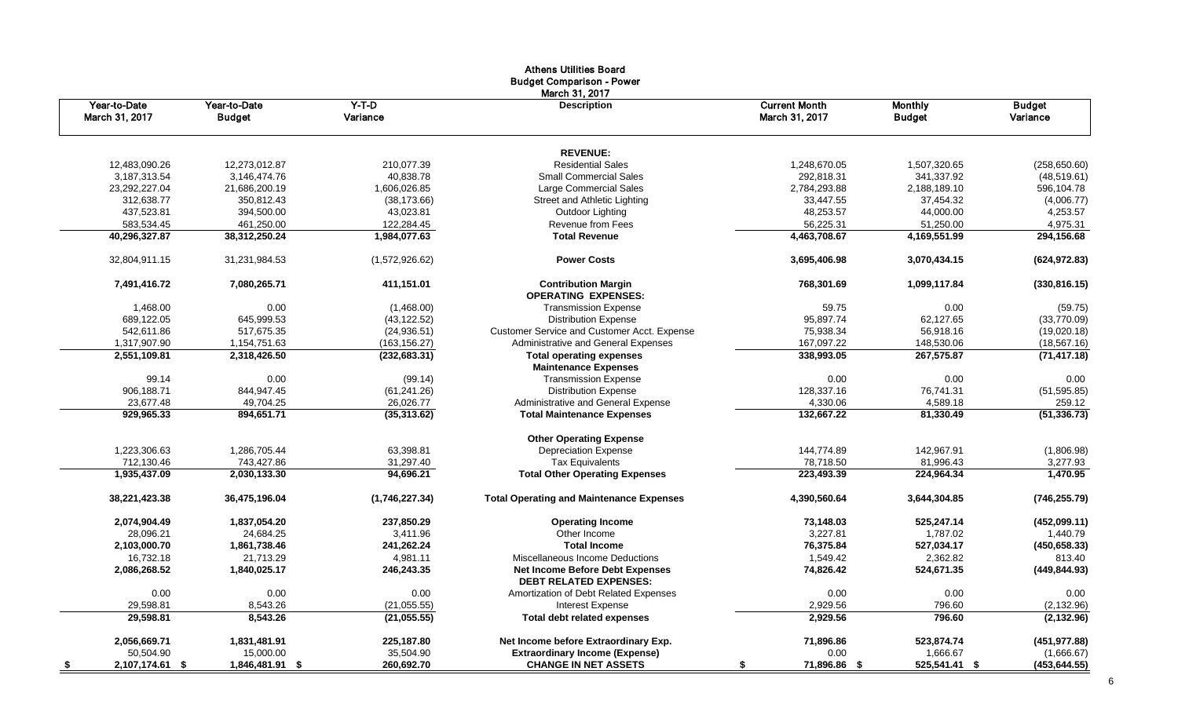# Athens Utilities Board
## Budget Comparison - Power
### March 31, 2017

| Year-to-Date March 31, 2017 | Year-to-Date Budget | Y-T-D Variance | Description | Current Month March 31, 2017 | Monthly Budget | Budget Variance |
|---|---|---|---|---|---|---|
| | | | **REVENUE:** | | | |
| 12,483,090.26 | 12,273,012.87 | 210,077.39 | Residential Sales | 1,248,670.05 | 1,507,320.65 | (258,650.60) |
| 3,187,313.54 | 3,146,474.76 | 40,838.78 | Small Commercial Sales | 292,818.31 | 341,337.92 | (48,519.61) |
| 23,292,227.04 | 21,686,200.19 | 1,606,026.85 | Large Commercial Sales | 2,784,293.88 | 2,188,189.10 | 596,104.78 |
| 312,638.77 | 350,812.43 | (38,173.66) | Street and Athletic Lighting | 33,447.55 | 37,454.32 | (4,006.77) |
| 437,523.81 | 394,500.00 | 43,023.81 | Outdoor Lighting | 48,253.57 | 44,000.00 | 4,253.57 |
| 583,534.45 | 461,250.00 | 122,284.45 | Revenue from Fees | 56,225.31 | 51,250.00 | 4,975.31 |
| **40,296,327.87** | **38,312,250.24** | **1,984,077.63** | **Total Revenue** | **4,463,708.67** | **4,169,551.99** | **294,156.68** |
| 32,804,911.15 | 31,231,984.53 | (1,572,926.62) | **Power Costs** | **3,695,406.98** | **3,070,434.15** | **(624,972.83)** |
| **7,491,416.72** | **7,080,265.71** | **411,151.01** | **Contribution Margin** | **768,301.69** | **1,099,117.84** | **(330,816.15)** |
| | | | **OPERATING EXPENSES:** | | | |
| 1,468.00 | 0.00 | (1,468.00) | Transmission Expense | 59.75 | 0.00 | (59.75) |
| 689,122.05 | 645,999.53 | (43,122.52) | Distribution Expense | 95,897.74 | 62,127.65 | (33,770.09) |
| 542,611.86 | 517,675.35 | (24,936.51) | Customer Service and Customer Acct. Expense | 75,938.34 | 56,918.16 | (19,020.18) |
| 1,317,907.90 | 1,154,751.63 | (163,156.27) | Administrative and General Expenses | 167,097.22 | 148,530.06 | (18,567.16) |
| **2,551,109.81** | **2,318,426.50** | **(232,683.31)** | **Total operating expenses** | **338,993.05** | **267,575.87** | **(71,417.18)** |
| | | | **Maintenance Expenses** | | | |
| 99.14 | 0.00 | (99.14) | Transmission Expense | 0.00 | 0.00 | 0.00 |
| 906,188.71 | 844,947.45 | (61,241.26) | Distribution Expense | 128,337.16 | 76,741.31 | (51,595.85) |
| 23,677.48 | 49,704.25 | 26,026.77 | Administrative and General Expense | 4,330.06 | 4,589.18 | 259.12 |
| **929,965.33** | **894,651.71** | **(35,313.62)** | **Total Maintenance Expenses** | **132,667.22** | **81,330.49** | **(51,336.73)** |
| | | | **Other Operating Expense** | | | |
| 1,223,306.63 | 1,286,705.44 | 63,398.81 | Depreciation Expense | 144,774.89 | 142,967.91 | (1,806.98) |
| 712,130.46 | 743,427.86 | 31,297.40 | Tax Equivalents | 78,718.50 | 81,996.43 | 3,277.93 |
| **1,935,437.09** | **2,030,133.30** | **94,696.21** | **Total Other Operating Expenses** | **223,493.39** | **224,964.34** | **1,470.95** |
| **38,221,423.38** | **36,475,196.04** | **(1,746,227.34)** | **Total Operating and Maintenance Expenses** | **4,390,560.64** | **3,644,304.85** | **(746,255.79)** |
| **2,074,904.49** | **1,837,054.20** | **237,850.29** | **Operating Income** | **73,148.03** | **525,247.14** | **(452,099.11)** |
| 28,096.21 | 24,684.25 | 3,411.96 | Other Income | 3,227.81 | 1,787.02 | 1,440.79 |
| **2,103,000.70** | **1,861,738.46** | **241,262.24** | **Total Income** | **76,375.84** | **527,034.17** | **(450,658.33)** |
| 16,732.18 | 21,713.29 | 4,981.11 | Miscellaneous Income Deductions | 1,549.42 | 2,362.82 | 813.40 |
| **2,086,268.52** | **1,840,025.17** | **246,243.35** | **Net Income Before Debt Expenses** | **74,826.42** | **524,671.35** | **(449,844.93)** |
| | | | **DEBT RELATED EXPENSES:** | | | |
| 0.00 | 0.00 | 0.00 | Amortization of Debt Related Expenses | 0.00 | 0.00 | 0.00 |
| 29,598.81 | 8,543.26 | (21,055.55) | Interest Expense | 2,929.56 | 796.60 | (2,132.96) |
| **29,598.81** | **8,543.26** | **(21,055.55)** | **Total debt related expenses** | **2,929.56** | **796.60** | **(2,132.96)** |
| **2,056,669.71** | **1,831,481.91** | **225,187.80** | **Net Income before Extraordinary Exp.** | **71,896.86** | **523,874.74** | **(451,977.88)** |
| 50,504.90 | 15,000.00 | 35,504.90 | **Extraordinary Income (Expense)** | 0.00 | 1,666.67 | (1,666.67) |
| **$ 2,107,174.61** | **$ 1,846,481.91** | **$ 260,692.70** | **CHANGE IN NET ASSETS** | **$ 71,896.86** | **$ 525,541.41** | **$ (453,644.55)** |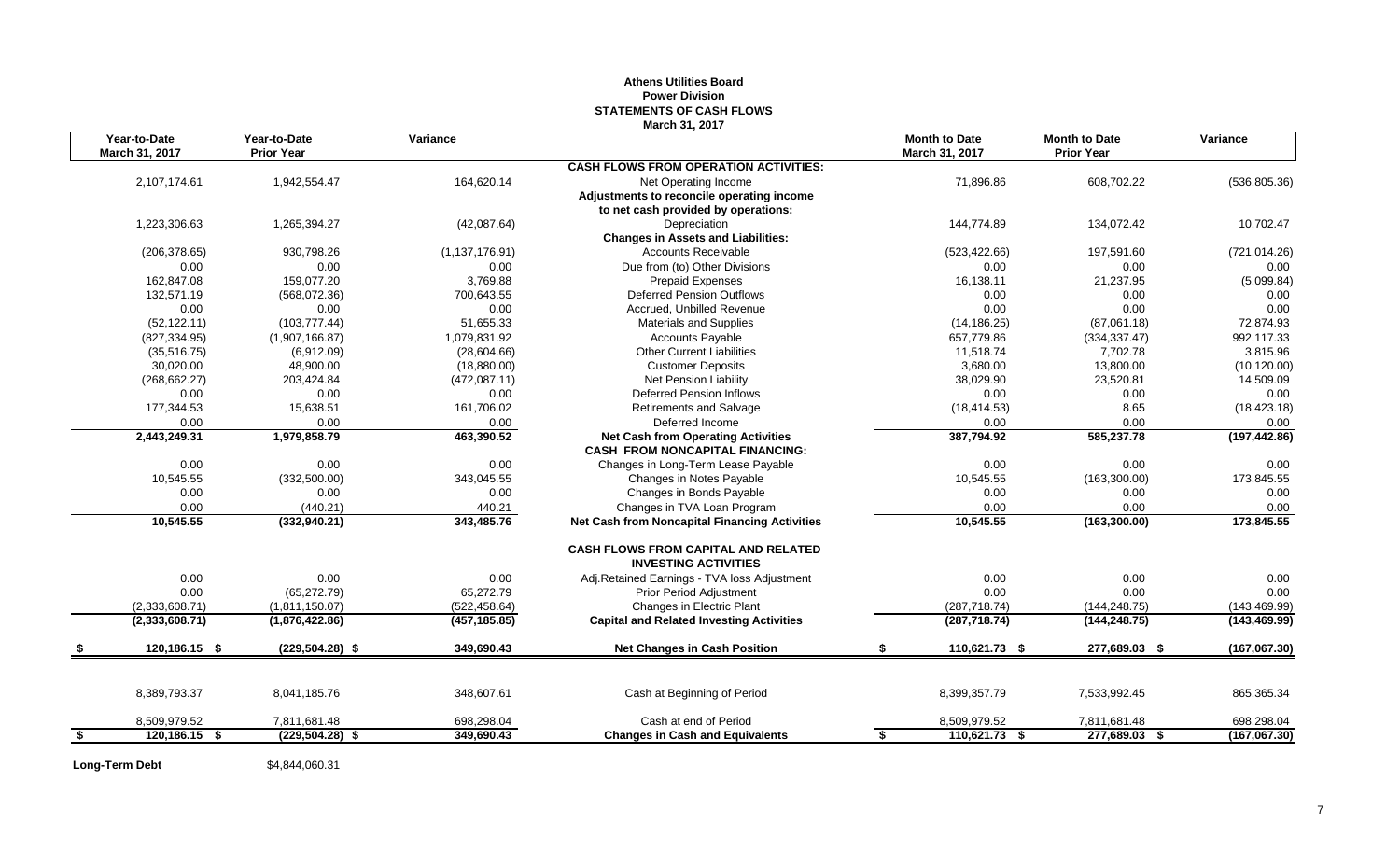# Athens Utilities Board
## Power Division
## STATEMENTS OF CASH FLOWS
### March 31, 2017

| Year-to-Date March 31, 2017 | Year-to-Date Prior Year | Variance | | Month to Date March 31, 2017 | Month to Date Prior Year | Variance |
|---|---|---|---|---|---|---|
| | | | **CASH FLOWS FROM OPERATION ACTIVITIES:** | | | |
| 2,107,174.61 | 1,942,554.47 | 164,620.14 | Net Operating Income | 71,896.86 | 608,702.22 | (536,805.36) |
| | | | **Adjustments to reconcile operating income** | | | |
| | | | **to net cash provided by operations:** | | | |
| 1,223,306.63 | 1,265,394.27 | (42,087.64) | Depreciation | 144,774.89 | 134,072.42 | 10,702.47 |
| | | | **Changes in Assets and Liabilities:** | | | |
| (206,378.65) | 930,798.26 | (1,137,176.91) | Accounts Receivable | (523,422.66) | 197,591.60 | (721,014.26) |
| 0.00 | 0.00 | 0.00 | Due from (to) Other Divisions | 0.00 | 0.00 | 0.00 |
| 162,847.08 | 159,077.20 | 3,769.88 | Prepaid Expenses | 16,138.11 | 21,237.95 | (5,099.84) |
| 132,571.19 | (568,072.36) | 700,643.55 | Deferred Pension Outflows | 0.00 | 0.00 | 0.00 |
| 0.00 | 0.00 | 0.00 | Accrued, Unbilled Revenue | 0.00 | 0.00 | 0.00 |
| (52,122.11) | (103,777.44) | 51,655.33 | Materials and Supplies | (14,186.25) | (87,061.18) | 72,874.93 |
| (827,334.95) | (1,907,166.87) | 1,079,831.92 | Accounts Payable | 657,779.86 | (334,337.47) | 992,117.33 |
| (35,516.75) | (6,912.09) | (28,604.66) | Other Current Liabilities | 11,518.74 | 7,702.78 | 3,815.96 |
| 30,020.00 | 48,900.00 | (18,880.00) | Customer Deposits | 3,680.00 | 13,800.00 | (10,120.00) |
| (268,662.27) | 203,424.84 | (472,087.11) | Net Pension Liability | 38,029.90 | 23,520.81 | 14,509.09 |
| 0.00 | 0.00 | 0.00 | Deferred Pension Inflows | 0.00 | 0.00 | 0.00 |
| 177,344.53 | 15,638.51 | 161,706.02 | Retirements and Salvage | (18,414.53) | 8.65 | (18,423.18) |
| 0.00 | 0.00 | 0.00 | Deferred Income | 0.00 | 0.00 | 0.00 |
| **2,443,249.31** | **1,979,858.79** | **463,390.52** | **Net Cash from Operating Activities** | **387,794.92** | **585,237.78** | **(197,442.86)** |
| | | | **CASH FROM NONCAPITAL FINANCING:** | | | |
| 0.00 | 0.00 | 0.00 | Changes in Long-Term Lease Payable | 0.00 | 0.00 | 0.00 |
| 10,545.55 | (332,500.00) | 343,045.55 | Changes in Notes Payable | 10,545.55 | (163,300.00) | 173,845.55 |
| 0.00 | 0.00 | 0.00 | Changes in Bonds Payable | 0.00 | 0.00 | 0.00 |
| 0.00 | (440.21) | 440.21 | Changes in TVA Loan Program | 0.00 | 0.00 | 0.00 |
| **10,545.55** | **(332,940.21)** | **343,485.76** | **Net Cash from Noncapital Financing Activities** | **10,545.55** | **(163,300.00)** | **173,845.55** |
| | | | **CASH FLOWS FROM CAPITAL AND RELATED INVESTING ACTIVITIES** | | | |
| 0.00 | 0.00 | 0.00 | Adj.Retained Earnings - TVA loss Adjustment | 0.00 | 0.00 | 0.00 |
| 0.00 | (65,272.79) | 65,272.79 | Prior Period Adjustment | 0.00 | 0.00 | 0.00 |
| (2,333,608.71) | (1,811,150.07) | (522,458.64) | Changes in Electric Plant | (287,718.74) | (144,248.75) | (143,469.99) |
| **(2,333,608.71)** | **(1,876,422.86)** | **(457,185.85)** | **Capital and Related Investing Activities** | **(287,718.74)** | **(144,248.75)** | **(143,469.99)** |
| **$ 120,186.15** | **$ (229,504.28)** | **$ 349,690.43** | **Net Changes in Cash Position** | **$ 110,621.73** | **$ 277,689.03** | **$ (167,067.30)** |
| 8,389,793.37 | 8,041,185.76 | 348,607.61 | Cash at Beginning of Period | 8,399,357.79 | 7,533,992.45 | 865,365.34 |
| 8,509,979.52 | 7,811,681.48 | 698,298.04 | Cash at end of Period | 8,509,979.52 | 7,811,681.48 | 698,298.04 |
| **$ 120,186.15** | **$ (229,504.28)** | **$ 349,690.43** | **Changes in Cash and Equivalents** | **$ 110,621.73** | **$ 277,689.03** | **$ (167,067.30)** |

**Long-Term Debt** $4,844,060.31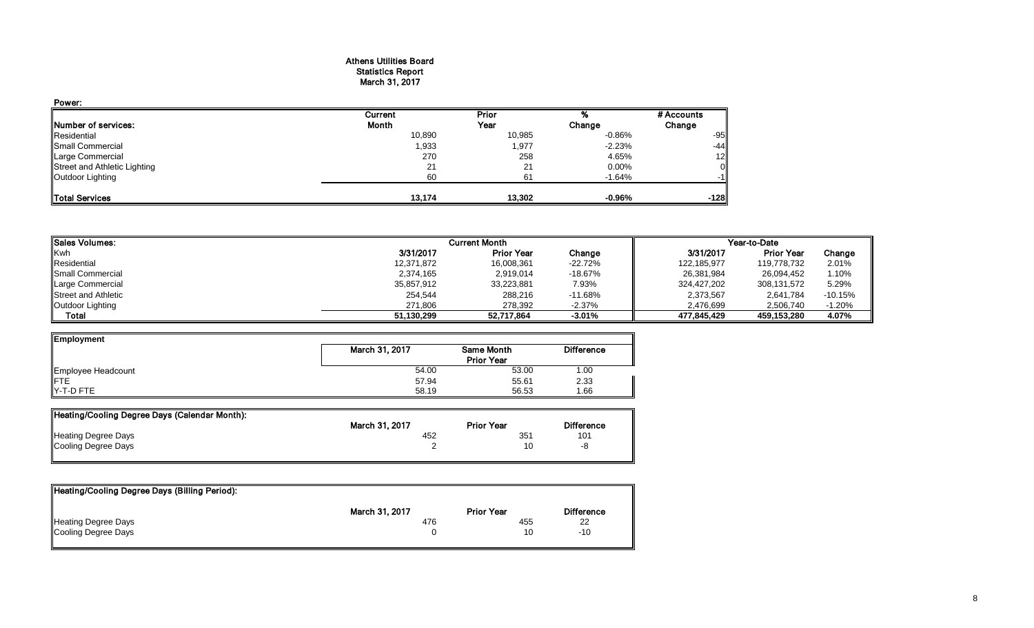# Athens Utilities Board
## Statistics Report
### March 31, 2017

**Power:**

| Number of services: | Current Month | Prior Year | % Change | # Accounts Change |
|---|---|---|---|---|
| Residential | 10,890 | 10,985 | -0.86% | -95 |
| Small Commercial | 1,933 | 1,977 | -2.23% | -44 |
| Large Commercial | 270 | 258 | 4.65% | 12 |
| Street and Athletic Lighting | 21 | 21 | 0.00% | 0 |
| Outdoor Lighting | 60 | 61 | -1.64% | -1 |
| **Total Services** | **13,174** | **13,302** | **-0.96%** | **-128** |

| Sales Volumes: | Current Month | | | Year-to-Date | | |
|---|---|---|---|---|---|---|
| Kwh | 3/31/2017 | Prior Year | Change | 3/31/2017 | Prior Year | Change |
| Residential | 12,371,872 | 16,008,361 | -22.72% | 122,185,977 | 119,778,732 | 2.01% |
| Small Commercial | 2,374,165 | 2,919,014 | -18.67% | 26,381,984 | 26,094,452 | 1.10% |
| Large Commercial | 35,857,912 | 33,223,881 | 7.93% | 324,427,202 | 308,131,572 | 5.29% |
| Street and Athletic | 254,544 | 288,216 | -11.68% | 2,373,567 | 2,641,784 | -10.15% |
| Outdoor Lighting | 271,806 | 278,392 | -2.37% | 2,476,699 | 2,506,740 | -1.20% |
| **Total** | **51,130,299** | **52,717,864** | **-3.01%** | **477,845,429** | **459,153,280** | **4.07%** |

| Employment | March 31, 2017 | Same Month Prior Year | Difference |
|---|---|---|---|
| Employee Headcount | 54.00 | 53.00 | 1.00 |
| FTE | 57.94 | 55.61 | 2.33 |
| Y-T-D FTE | 58.19 | 56.53 | 1.66 |

| Heating/Cooling Degree Days (Calendar Month): | March 31, 2017 | Prior Year | Difference |
|---|---|---|---|
| Heating Degree Days | 452 | 351 | 101 |
| Cooling Degree Days | 2 | 10 | -8 |

| Heating/Cooling Degree Days (Billing Period): | March 31, 2017 | Prior Year | Difference |
|---|---|---|---|
| Heating Degree Days | 476 | 455 | 22 |
| Cooling Degree Days | 0 | 10 | -10 |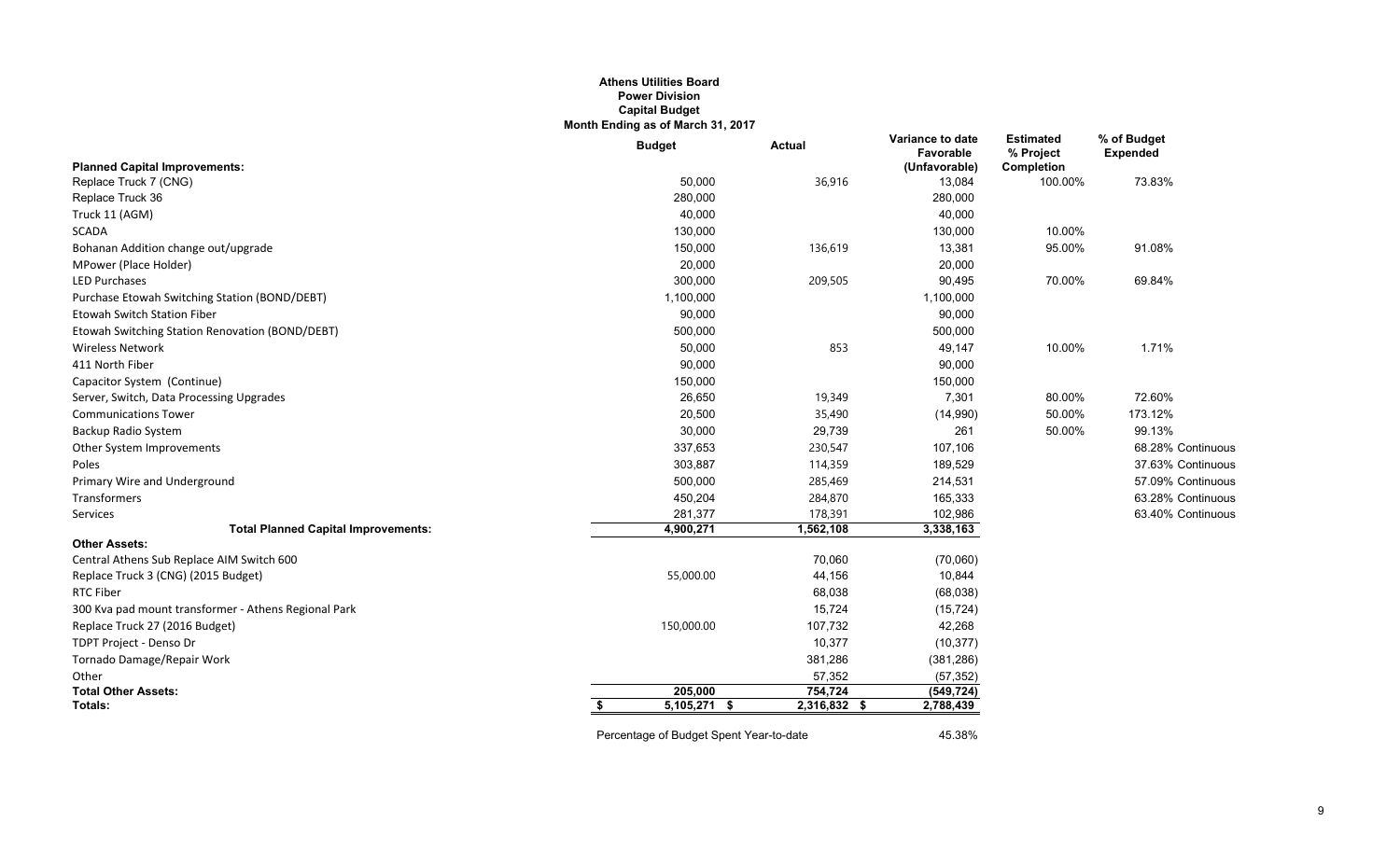**Athens Utilities Board**
**Power Division**
**Capital Budget**
**Month Ending as of March 31, 2017**

| | Budget | Actual | Variance to date Favorable (Unfavorable) | Estimated % Project Completion | % of Budget Expended |
|---|---|---|---|---|---|
| **Planned Capital Improvements:** | | | | | |
| Replace Truck 7 (CNG) | 50,000 | 36,916 | 13,084 | 100.00% | 73.83% |
| Replace Truck 36 | 280,000 | | 280,000 | | |
| Truck 11 (AGM) | 40,000 | | 40,000 | | |
| SCADA | 130,000 | | 130,000 | 10.00% | |
| Bohanan Addition change out/upgrade | 150,000 | 136,619 | 13,381 | 95.00% | 91.08% |
| MPower (Place Holder) | 20,000 | | 20,000 | | |
| LED Purchases | 300,000 | 209,505 | 90,495 | 70.00% | 69.84% |
| Purchase Etowah Switching Station (BOND/DEBT) | 1,100,000 | | 1,100,000 | | |
| Etowah Switch Station Fiber | 90,000 | | 90,000 | | |
| Etowah Switching Station Renovation (BOND/DEBT) | 500,000 | | 500,000 | | |
| Wireless Network | 50,000 | 853 | 49,147 | 10.00% | 1.71% |
| 411 North Fiber | 90,000 | | 90,000 | | |
| Capacitor System (Continue) | 150,000 | | 150,000 | | |
| Server, Switch, Data Processing Upgrades | 26,650 | 19,349 | 7,301 | 80.00% | 72.60% |
| Communications Tower | 20,500 | 35,490 | (14,990) | 50.00% | 173.12% |
| Backup Radio System | 30,000 | 29,739 | 261 | 50.00% | 99.13% |
| Other System Improvements | 337,653 | 230,547 | 107,106 | | 68.28% Continuous |
| Poles | 303,887 | 114,359 | 189,529 | | 37.63% Continuous |
| Primary Wire and Underground | 500,000 | 285,469 | 214,531 | | 57.09% Continuous |
| Transformers | 450,204 | 284,870 | 165,333 | | 63.28% Continuous |
| Services | 281,377 | 178,391 | 102,986 | | 63.40% Continuous |
| **Total Planned Capital Improvements:** | **4,900,271** | **1,562,108** | **3,338,163** | | |
| **Other Assets:** | | | | | |
| Central Athens Sub Replace AIM Switch 600 | | 70,060 | (70,060) | | |
| Replace Truck 3 (CNG) (2015 Budget) | 55,000.00 | 44,156 | 10,844 | | |
| RTC Fiber | | 68,038 | (68,038) | | |
| 300 Kva pad mount transformer - Athens Regional Park | | 15,724 | (15,724) | | |
| Replace Truck 27 (2016 Budget) | 150,000.00 | 107,732 | 42,268 | | |
| TDPT Project - Denso Dr | | 10,377 | (10,377) | | |
| Tornado Damage/Repair Work | | 381,286 | (381,286) | | |
| Other | | 57,352 | (57,352) | | |
| **Total Other Assets:** | **205,000** | **754,724** | **(549,724)** | | |
| **Totals:** | **$ 5,105,271** | **$ 2,316,832** | **$ 2,788,439** | | |

Percentage of Budget Spent Year-to-date: 45.38%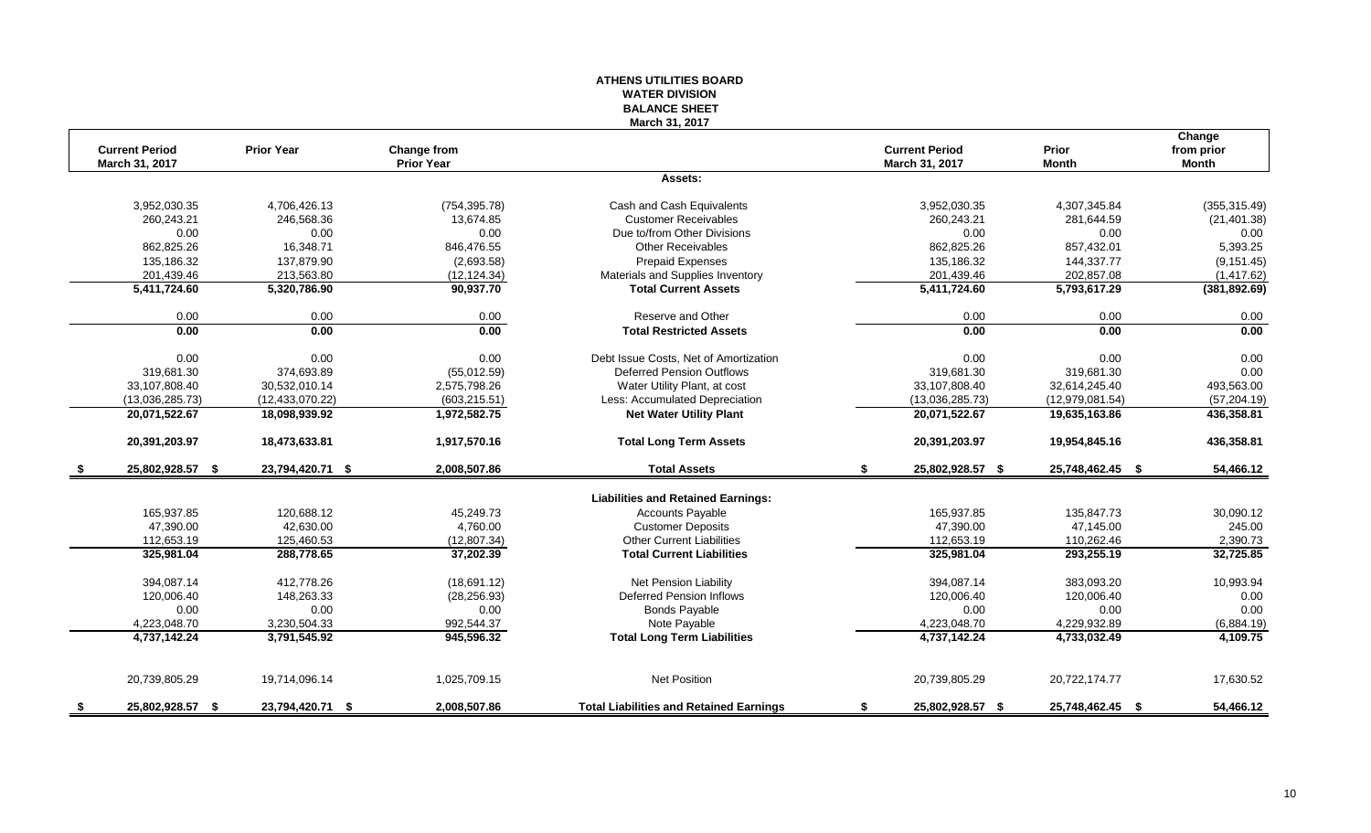# ATHENS UTILITIES BOARD
## WATER DIVISION
## BALANCE SHEET
### March 31, 2017

| Current Period March 31, 2017 | Prior Year | Change from Prior Year | | Current Period March 31, 2017 | Prior Month | Change from prior Month |
|---|---|---|---|---|---|---|
| | | | **Assets:** | | | |
| 3,952,030.35 | 4,706,426.13 | (754,395.78) | Cash and Cash Equivalents | 3,952,030.35 | 4,307,345.84 | (355,315.49) |
| 260,243.21 | 246,568.36 | 13,674.85 | Customer Receivables | 260,243.21 | 281,644.59 | (21,401.38) |
| 0.00 | 0.00 | 0.00 | Due to/from Other Divisions | 0.00 | 0.00 | 0.00 |
| 862,825.26 | 16,348.71 | 846,476.55 | Other Receivables | 862,825.26 | 857,432.01 | 5,393.25 |
| 135,186.32 | 137,879.90 | (2,693.58) | Prepaid Expenses | 135,186.32 | 144,337.77 | (9,151.45) |
| 201,439.46 | 213,563.80 | (12,124.34) | Materials and Supplies Inventory | 201,439.46 | 202,857.08 | (1,417.62) |
| **5,411,724.60** | **5,320,786.90** | **90,937.70** | **Total Current Assets** | **5,411,724.60** | **5,793,617.29** | **(381,892.69)** |
| 0.00 | 0.00 | 0.00 | Reserve and Other | 0.00 | 0.00 | 0.00 |
| **0.00** | **0.00** | **0.00** | **Total Restricted Assets** | **0.00** | **0.00** | **0.00** |
| 0.00 | 0.00 | 0.00 | Debt Issue Costs, Net of Amortization | 0.00 | 0.00 | 0.00 |
| 319,681.30 | 374,693.89 | (55,012.59) | Deferred Pension Outflows | 319,681.30 | 319,681.30 | 0.00 |
| 33,107,808.40 | 30,532,010.14 | 2,575,798.26 | Water Utility Plant, at cost | 33,107,808.40 | 32,614,245.40 | 493,563.00 |
| (13,036,285.73) | (12,433,070.22) | (603,215.51) | Less: Accumulated Depreciation | (13,036,285.73) | (12,979,081.54) | (57,204.19) |
| **20,071,522.67** | **18,098,939.92** | **1,972,582.75** | **Net Water Utility Plant** | **20,071,522.67** | **19,635,163.86** | **436,358.81** |
| **20,391,203.97** | **18,473,633.81** | **1,917,570.16** | **Total Long Term Assets** | **20,391,203.97** | **19,954,845.16** | **436,358.81** |
| **$ 25,802,928.57** | **$ 23,794,420.71** | **$ 2,008,507.86** | **Total Assets** | **$ 25,802,928.57** | **$ 25,748,462.45** | **$ 54,466.12** |
| | | | **Liabilities and Retained Earnings:** | | | |
| 165,937.85 | 120,688.12 | 45,249.73 | Accounts Payable | 165,937.85 | 135,847.73 | 30,090.12 |
| 47,390.00 | 42,630.00 | 4,760.00 | Customer Deposits | 47,390.00 | 47,145.00 | 245.00 |
| 112,653.19 | 125,460.53 | (12,807.34) | Other Current Liabilities | 112,653.19 | 110,262.46 | 2,390.73 |
| **325,981.04** | **288,778.65** | **37,202.39** | **Total Current Liabilities** | **325,981.04** | **293,255.19** | **32,725.85** |
| 394,087.14 | 412,778.26 | (18,691.12) | Net Pension Liability | 394,087.14 | 383,093.20 | 10,993.94 |
| 120,006.40 | 148,263.33 | (28,256.93) | Deferred Pension Inflows | 120,006.40 | 120,006.40 | 0.00 |
| 0.00 | 0.00 | 0.00 | Bonds Payable | 0.00 | 0.00 | 0.00 |
| 4,223,048.70 | 3,230,504.33 | 992,544.37 | Note Payable | 4,223,048.70 | 4,229,932.89 | (6,884.19) |
| **4,737,142.24** | **3,791,545.92** | **945,596.32** | **Total Long Term Liabilities** | **4,737,142.24** | **4,733,032.49** | **4,109.75** |
| 20,739,805.29 | 19,714,096.14 | 1,025,709.15 | Net Position | 20,739,805.29 | 20,722,174.77 | 17,630.52 |
| **$ 25,802,928.57** | **$ 23,794,420.71** | **$ 2,008,507.86** | **Total Liabilities and Retained Earnings** | **$ 25,802,928.57** | **$ 25,748,462.45** | **$ 54,466.12** |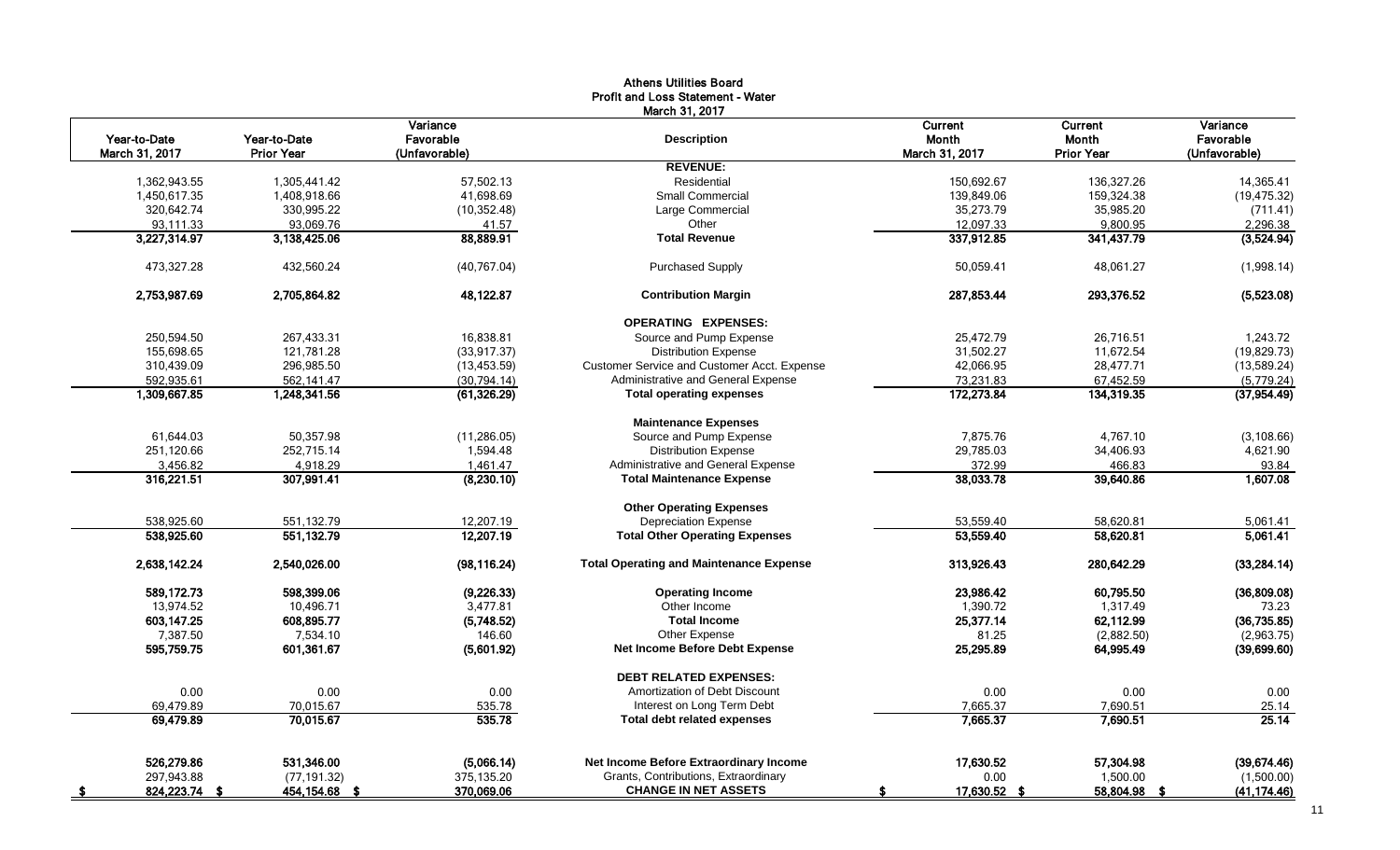# Athens Utilities Board
## Profit and Loss Statement - Water
### March 31, 2017

| Year-to-Date March 31, 2017 | Year-to-Date Prior Year | Variance Favorable (Unfavorable) | Description | Current Month March 31, 2017 | Current Month Prior Year | Variance Favorable (Unfavorable) |
|---|---|---|---|---|---|---|
| | | | **REVENUE:** | | | |
| 1,362,943.55 | 1,305,441.42 | 57,502.13 | Residential | 150,692.67 | 136,327.26 | 14,365.41 |
| 1,450,617.35 | 1,408,918.66 | 41,698.69 | Small Commercial | 139,849.06 | 159,324.38 | (19,475.32) |
| 320,642.74 | 330,995.22 | (10,352.48) | Large Commercial | 35,273.79 | 35,985.20 | (711.41) |
| 93,111.33 | 93,069.76 | 41.57 | Other | 12,097.33 | 9,800.95 | 2,296.38 |
| **3,227,314.97** | **3,138,425.06** | **88,889.91** | **Total Revenue** | **337,912.85** | **341,437.79** | **(3,524.94)** |
| 473,327.28 | 432,560.24 | (40,767.04) | Purchased Supply | 50,059.41 | 48,061.27 | (1,998.14) |
| **2,753,987.69** | **2,705,864.82** | **48,122.87** | **Contribution Margin** | **287,853.44** | **293,376.52** | **(5,523.08)** |
| | | | **OPERATING EXPENSES:** | | | |
| 250,594.50 | 267,433.31 | 16,838.81 | Source and Pump Expense | 25,472.79 | 26,716.51 | 1,243.72 |
| 155,698.65 | 121,781.28 | (33,917.37) | Distribution Expense | 31,502.27 | 11,672.54 | (19,829.73) |
| 310,439.09 | 296,985.50 | (13,453.59) | Customer Service and Customer Acct. Expense | 42,066.95 | 28,477.71 | (13,589.24) |
| 592,935.61 | 562,141.47 | (30,794.14) | Administrative and General Expense | 73,231.83 | 67,452.59 | (5,779.24) |
| **1,309,667.85** | **1,248,341.56** | **(61,326.29)** | **Total operating expenses** | **172,273.84** | **134,319.35** | **(37,954.49)** |
| | | | **Maintenance Expenses** | | | |
| 61,644.03 | 50,357.98 | (11,286.05) | Source and Pump Expense | 7,875.76 | 4,767.10 | (3,108.66) |
| 251,120.66 | 252,715.14 | 1,594.48 | Distribution Expense | 29,785.03 | 34,406.93 | 4,621.90 |
| 3,456.82 | 4,918.29 | 1,461.47 | Administrative and General Expense | 372.99 | 466.83 | 93.84 |
| **316,221.51** | **307,991.41** | **(8,230.10)** | **Total Maintenance Expense** | **38,033.78** | **39,640.86** | **1,607.08** |
| | | | **Other Operating Expenses** | | | |
| 538,925.60 | 551,132.79 | 12,207.19 | Depreciation Expense | 53,559.40 | 58,620.81 | 5,061.41 |
| **538,925.60** | **551,132.79** | **12,207.19** | **Total Other Operating Expenses** | **53,559.40** | **58,620.81** | **5,061.41** |
| **2,638,142.24** | **2,540,026.00** | **(98,116.24)** | **Total Operating and Maintenance Expense** | **313,926.43** | **280,642.29** | **(33,284.14)** |
| **589,172.73** | **598,399.06** | **(9,226.33)** | **Operating Income** | **23,986.42** | **60,795.50** | **(36,809.08)** |
| 13,974.52 | 10,496.71 | 3,477.81 | Other Income | 1,390.72 | 1,317.49 | 73.23 |
| **603,147.25** | **608,895.77** | **(5,748.52)** | **Total Income** | **25,377.14** | **62,112.99** | **(36,735.85)** |
| 7,387.50 | 7,534.10 | 146.60 | Other Expense | 81.25 | (2,882.50) | (2,963.75) |
| **595,759.75** | **601,361.67** | **(5,601.92)** | **Net Income Before Debt Expense** | **25,295.89** | **64,995.49** | **(39,699.60)** |
| | | | **DEBT RELATED EXPENSES:** | | | |
| 0.00 | 0.00 | 0.00 | Amortization of Debt Discount | 0.00 | 0.00 | 0.00 |
| 69,479.89 | 70,015.67 | 535.78 | Interest on Long Term Debt | 7,665.37 | 7,690.51 | 25.14 |
| **69,479.89** | **70,015.67** | **535.78** | **Total debt related expenses** | **7,665.37** | **7,690.51** | **25.14** |
| **526,279.86** | **531,346.00** | **(5,066.14)** | **Net Income Before Extraordinary Income** | **17,630.52** | **57,304.98** | **(39,674.46)** |
| 297,943.88 | (77,191.32) | 375,135.20 | Grants, Contributions, Extraordinary | 0.00 | 1,500.00 | (1,500.00) |
| **$ 824,223.74** | **$ 454,154.68** | **$ 370,069.06** | **CHANGE IN NET ASSETS** | **$ 17,630.52** | **$ 58,804.98** | **$ (41,174.46)** |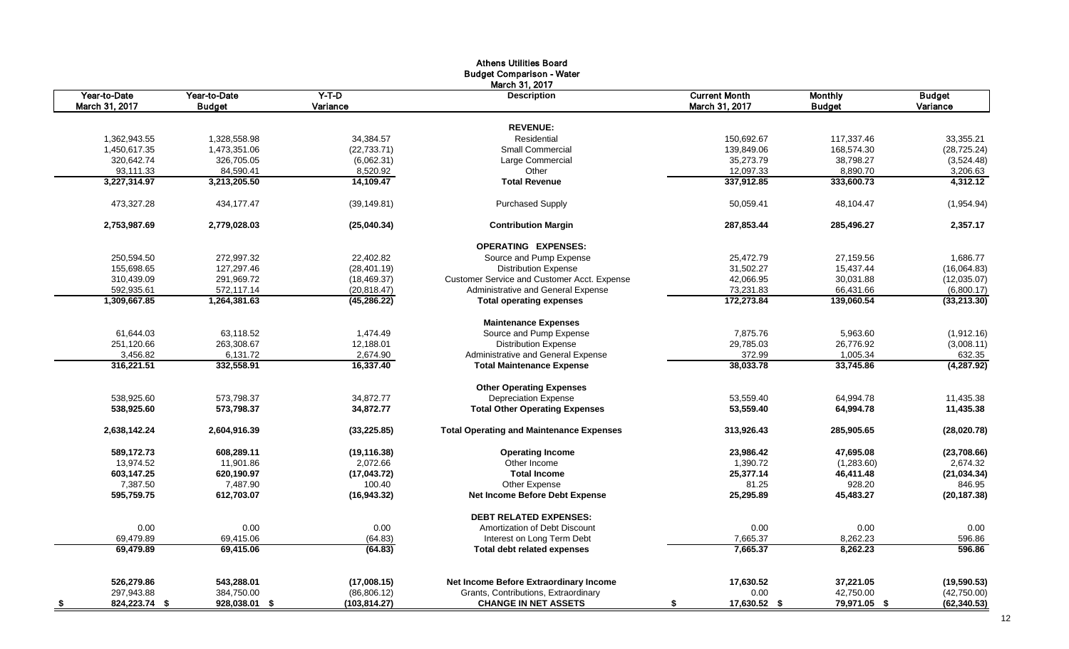# Athens Utilities Board

## Budget Comparison - Water

### March 31, 2017

| Year-to-Date March 31, 2017 | Year-to-Date Budget | Y-T-D Variance | Description | Current Month March 31, 2017 | Monthly Budget | Budget Variance |
|---|---|---|---|---|---|---|
| | | | **REVENUE:** | | | |
| 1,362,943.55 | 1,328,558.98 | 34,384.57 | Residential | 150,692.67 | 117,337.46 | 33,355.21 |
| 1,450,617.35 | 1,473,351.06 | (22,733.71) | Small Commercial | 139,849.06 | 168,574.30 | (28,725.24) |
| 320,642.74 | 326,705.05 | (6,062.31) | Large Commercial | 35,273.79 | 38,798.27 | (3,524.48) |
| 93,111.33 | 84,590.41 | 8,520.92 | Other | 12,097.33 | 8,890.70 | 3,206.63 |
| **3,227,314.97** | **3,213,205.50** | **14,109.47** | **Total Revenue** | **337,912.85** | **333,600.73** | **4,312.12** |
| 473,327.28 | 434,177.47 | (39,149.81) | Purchased Supply | 50,059.41 | 48,104.47 | (1,954.94) |
| **2,753,987.69** | **2,779,028.03** | **(25,040.34)** | **Contribution Margin** | **287,853.44** | **285,496.27** | **2,357.17** |
| | | | **OPERATING EXPENSES:** | | | |
| 250,594.50 | 272,997.32 | 22,402.82 | Source and Pump Expense | 25,472.79 | 27,159.56 | 1,686.77 |
| 155,698.65 | 127,297.46 | (28,401.19) | Distribution Expense | 31,502.27 | 15,437.44 | (16,064.83) |
| 310,439.09 | 291,969.72 | (18,469.37) | Customer Service and Customer Acct. Expense | 42,066.95 | 30,031.88 | (12,035.07) |
| 592,935.61 | 572,117.14 | (20,818.47) | Administrative and General Expense | 73,231.83 | 66,431.66 | (6,800.17) |
| **1,309,667.85** | **1,264,381.63** | **(45,286.22)** | **Total operating expenses** | **172,273.84** | **139,060.54** | **(33,213.30)** |
| | | | **Maintenance Expenses** | | | |
| 61,644.03 | 63,118.52 | 1,474.49 | Source and Pump Expense | 7,875.76 | 5,963.60 | (1,912.16) |
| 251,120.66 | 263,308.67 | 12,188.01 | Distribution Expense | 29,785.03 | 26,776.92 | (3,008.11) |
| 3,456.82 | 6,131.72 | 2,674.90 | Administrative and General Expense | 372.99 | 1,005.34 | 632.35 |
| **316,221.51** | **332,558.91** | **16,337.40** | **Total Maintenance Expense** | **38,033.78** | **33,745.86** | **(4,287.92)** |
| | | | **Other Operating Expenses** | | | |
| 538,925.60 | 573,798.37 | 34,872.77 | Depreciation Expense | 53,559.40 | 64,994.78 | 11,435.38 |
| **538,925.60** | **573,798.37** | **34,872.77** | **Total Other Operating Expenses** | **53,559.40** | **64,994.78** | **11,435.38** |
| **2,638,142.24** | **2,604,916.39** | **(33,225.85)** | **Total Operating and Maintenance Expenses** | **313,926.43** | **285,905.65** | **(28,020.78)** |
| **589,172.73** | **608,289.11** | **(19,116.38)** | **Operating Income** | **23,986.42** | **47,695.08** | **(23,708.66)** |
| 13,974.52 | 11,901.86 | 2,072.66 | Other Income | 1,390.72 | (1,283.60) | 2,674.32 |
| **603,147.25** | **620,190.97** | **(17,043.72)** | **Total Income** | **25,377.14** | **46,411.48** | **(21,034.34)** |
| 7,387.50 | 7,487.90 | 100.40 | Other Expense | 81.25 | 928.20 | 846.95 |
| **595,759.75** | **612,703.07** | **(16,943.32)** | **Net Income Before Debt Expense** | **25,295.89** | **45,483.27** | **(20,187.38)** |
| | | | **DEBT RELATED EXPENSES:** | | | |
| 0.00 | 0.00 | 0.00 | Amortization of Debt Discount | 0.00 | 0.00 | 0.00 |
| 69,479.89 | 69,415.06 | (64.83) | Interest on Long Term Debt | 7,665.37 | 8,262.23 | 596.86 |
| **69,479.89** | **69,415.06** | **(64.83)** | **Total debt related expenses** | **7,665.37** | **8,262.23** | **596.86** |
| **526,279.86** | **543,288.01** | **(17,008.15)** | **Net Income Before Extraordinary Income** | **17,630.52** | **37,221.05** | **(19,590.53)** |
| 297,943.88 | 384,750.00 | (86,806.12) | Grants, Contributions, Extraordinary | 0.00 | 42,750.00 | (42,750.00) |
| **$ 824,223.74** | **$ 928,038.01** | **$ (103,814.27)** | **CHANGE IN NET ASSETS** | **$ 17,630.52** | **$ 79,971.05** | **$ (62,340.53)** |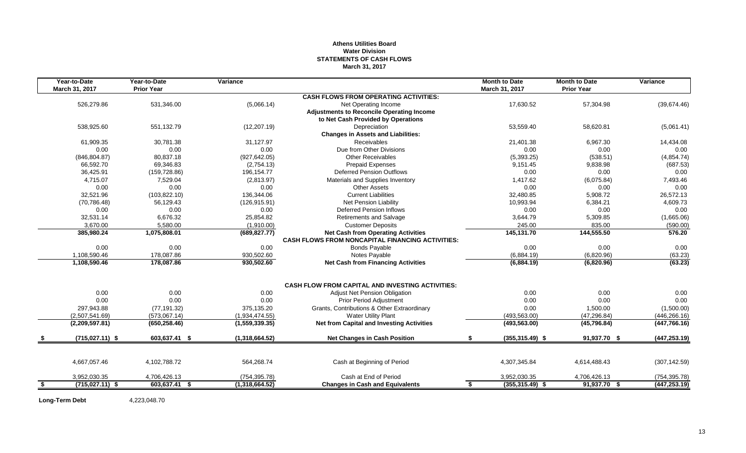# Athens Utilities Board
## Water Division
## STATEMENTS OF CASH FLOWS
### March 31, 2017

| Year-to-Date March 31, 2017 | Year-to-Date Prior Year | Variance | | Month to Date March 31, 2017 | Month to Date Prior Year | Variance |
|---|---|---|---|---|---|---|
| | | | **CASH FLOWS FROM OPERATING ACTIVITIES:** | | | |
| 526,279.86 | 531,346.00 | (5,066.14) | Net Operating Income | 17,630.52 | 57,304.98 | (39,674.46) |
| | | | **Adjustments to Reconcile Operating Income** | | | |
| | | | **to Net Cash Provided by Operations** | | | |
| 538,925.60 | 551,132.79 | (12,207.19) | Depreciation | 53,559.40 | 58,620.81 | (5,061.41) |
| | | | **Changes in Assets and Liabilities:** | | | |
| 61,909.35 | 30,781.38 | 31,127.97 | Receivables | 21,401.38 | 6,967.30 | 14,434.08 |
| 0.00 | 0.00 | 0.00 | Due from Other Divisions | 0.00 | 0.00 | 0.00 |
| (846,804.87) | 80,837.18 | (927,642.05) | Other Receivables | (5,393.25) | (538.51) | (4,854.74) |
| 66,592.70 | 69,346.83 | (2,754.13) | Prepaid Expenses | 9,151.45 | 9,838.98 | (687.53) |
| 36,425.91 | (159,728.86) | 196,154.77 | Deferred Pension Outflows | 0.00 | 0.00 | 0.00 |
| 4,715.07 | 7,529.04 | (2,813.97) | Materials and Supplies Inventory | 1,417.62 | (6,075.84) | 7,493.46 |
| 0.00 | 0.00 | 0.00 | Other Assets | 0.00 | 0.00 | 0.00 |
| 32,521.96 | (103,822.10) | 136,344.06 | Current Liabilities | 32,480.85 | 5,908.72 | 26,572.13 |
| (70,786.48) | 56,129.43 | (126,915.91) | Net Pension Liability | 10,993.94 | 6,384.21 | 4,609.73 |
| 0.00 | 0.00 | 0.00 | Deferred Pension Inflows | 0.00 | 0.00 | 0.00 |
| 32,531.14 | 6,676.32 | 25,854.82 | Retirements and Salvage | 3,644.79 | 5,309.85 | (1,665.06) |
| 3,670.00 | 5,580.00 | (1,910.00) | Customer Deposits | 245.00 | 835.00 | (590.00) |
| **385,980.24** | **1,075,808.01** | **(689,827.77)** | **Net Cash from Operating Activities** | **145,131.70** | **144,555.50** | **576.20** |
| | | | **CASH FLOWS FROM NONCAPITAL FINANCING ACTIVITIES:** | | | |
| 0.00 | 0.00 | 0.00 | Bonds Payable | 0.00 | 0.00 | 0.00 |
| 1,108,590.46 | 178,087.86 | 930,502.60 | Notes Payable | (6,884.19) | (6,820.96) | (63.23) |
| **1,108,590.46** | **178,087.86** | **930,502.60** | **Net Cash from Financing Activities** | **(6,884.19)** | **(6,820.96)** | **(63.23)** |
| | | | **CASH FLOW FROM CAPITAL AND INVESTING ACTIVITIES:** | | | |
| 0.00 | 0.00 | 0.00 | Adjust Net Pension Obligation | 0.00 | 0.00 | 0.00 |
| 0.00 | 0.00 | 0.00 | Prior Period Adjustment | 0.00 | 0.00 | 0.00 |
| 297,943.88 | (77,191.32) | 375,135.20 | Grants, Contributions & Other Extraordinary | 0.00 | 1,500.00 | (1,500.00) |
| (2,507,541.69) | (573,067.14) | (1,934,474.55) | Water Utility Plant | (493,563.00) | (47,296.84) | (446,266.16) |
| **(2,209,597.81)** | **(650,258.46)** | **(1,559,339.35)** | **Net from Capital and Investing Activities** | **(493,563.00)** | **(45,796.84)** | **(447,766.16)** |
| **$ (715,027.11)** | **$ 603,637.41** | **$ (1,318,664.52)** | **Net Changes in Cash Position** | **$ (355,315.49)** | **$ 91,937.70** | **$ (447,253.19)** |
| 4,667,057.46 | 4,102,788.72 | 564,268.74 | Cash at Beginning of Period | 4,307,345.84 | 4,614,488.43 | (307,142.59) |
| 3,952,030.35 | 4,706,426.13 | (754,395.78) | Cash at End of Period | 3,952,030.35 | 4,706,426.13 | (754,395.78) |
| **$ (715,027.11)** | **$ 603,637.41** | **$ (1,318,664.52)** | **Changes in Cash and Equivalents** | **$ (355,315.49)** | **$ 91,937.70** | **$ (447,253.19)** |

**Long-Term Debt** 4,223,048.70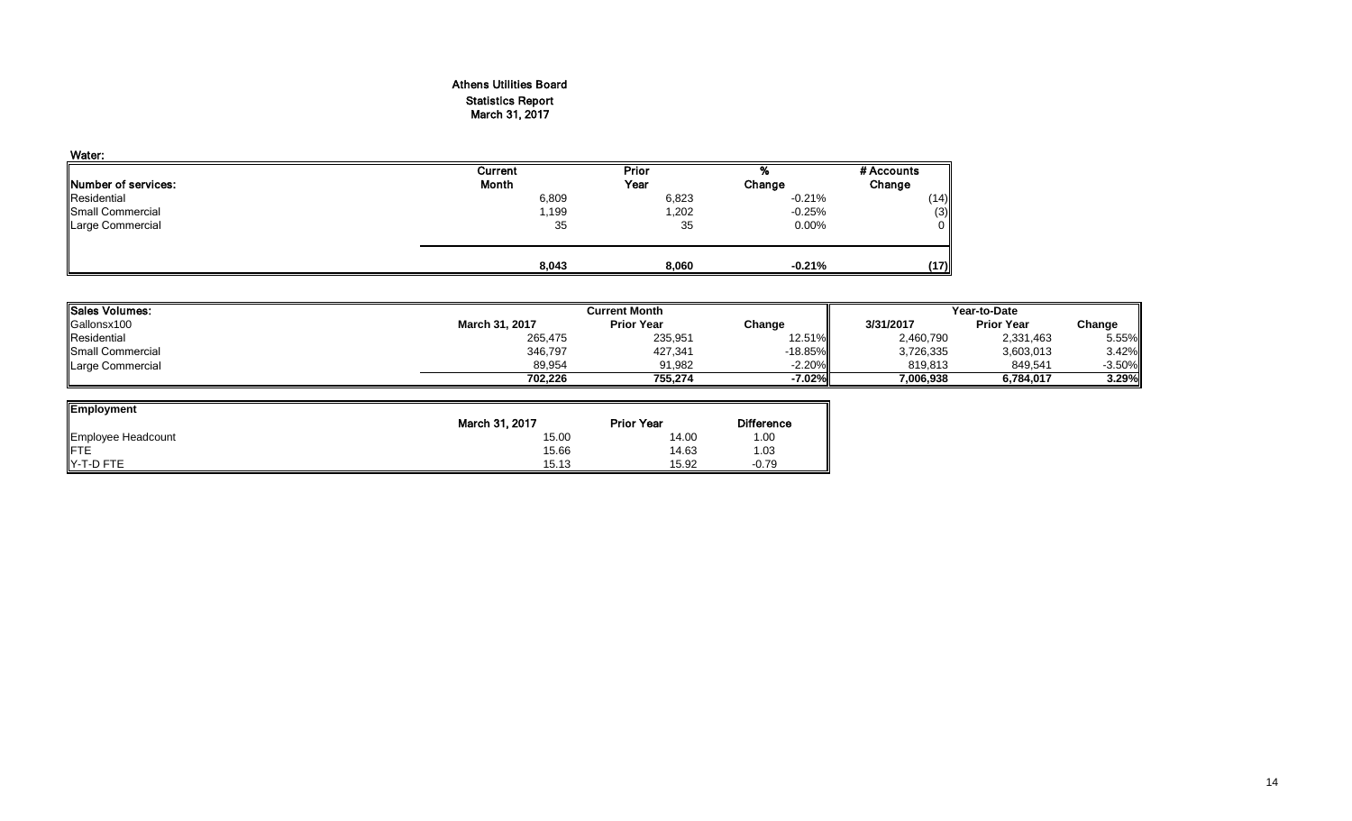# Athens Utilities Board

## Statistics Report

## March 31, 2017

**Water:**

| Number of services: | Current Month | Prior Year | % Change | # Accounts Change |
|---|---|---|---|---|
| Residential | 6,809 | 6,823 | -0.21% | (14) |
| Small Commercial | 1,199 | 1,202 | -0.25% | (3) |
| Large Commercial | 35 | 35 | 0.00% | 0 |
| | **8,043** | **8,060** | **-0.21%** | **(17)** |

| Sales Volumes: | Current Month | | | Year-to-Date | | |
|---|---|---|---|---|---|---|
| Gallonsx100 | March 31, 2017 | Prior Year | Change | 3/31/2017 | Prior Year | Change |
| Residential | 265,475 | 235,951 | 12.51% | 2,460,790 | 2,331,463 | 5.55% |
| Small Commercial | 346,797 | 427,341 | -18.85% | 3,726,335 | 3,603,013 | 3.42% |
| Large Commercial | 89,954 | 91,982 | -2.20% | 819,813 | 849,541 | -3.50% |
| | **702,226** | **755,274** | **-7.02%** | **7,006,938** | **6,784,017** | **3.29%** |

| Employment | March 31, 2017 | Prior Year | Difference |
|---|---|---|---|
| Employee Headcount | 15.00 | 14.00 | 1.00 |
| FTE | 15.66 | 14.63 | 1.03 |
| Y-T-D FTE | 15.13 | 15.92 | -0.79 |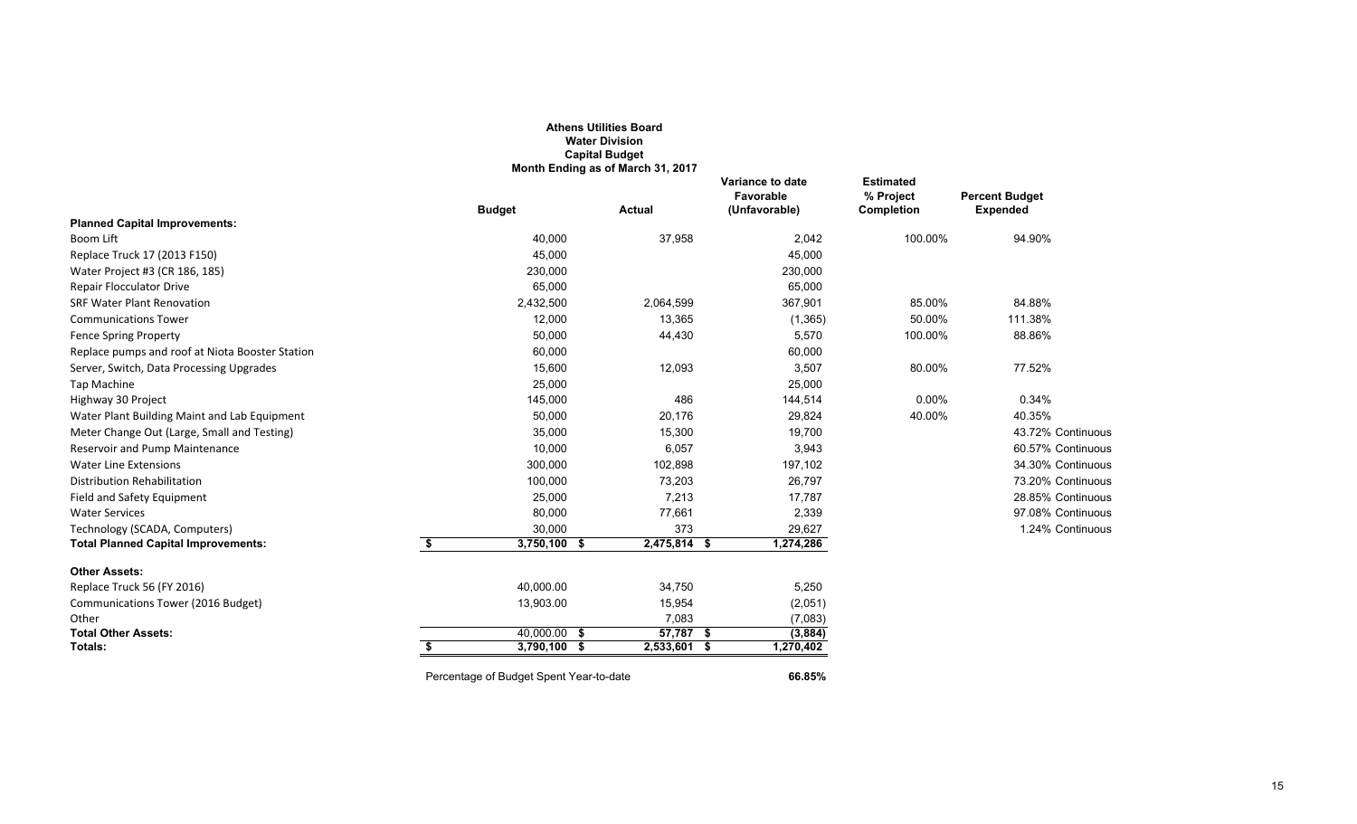**Athens Utilities Board**
**Water Division**
**Capital Budget**
**Month Ending as of March 31, 2017**

| | Budget | Actual | Variance to date Favorable (Unfavorable) | Estimated % Project Completion | Percent Budget Expended |
|---|---|---|---|---|---|
| **Planned Capital Improvements:** | | | | | |
| Boom Lift | 40,000 | 37,958 | 2,042 | 100.00% | 94.90% |
| Replace Truck 17 (2013 F150) | 45,000 | | 45,000 | | |
| Water Project #3 (CR 186, 185) | 230,000 | | 230,000 | | |
| Repair Flocculator Drive | 65,000 | | 65,000 | | |
| SRF Water Plant Renovation | 2,432,500 | 2,064,599 | 367,901 | 85.00% | 84.88% |
| Communications Tower | 12,000 | 13,365 | (1,365) | 50.00% | 111.38% |
| Fence Spring Property | 50,000 | 44,430 | 5,570 | 100.00% | 88.86% |
| Replace pumps and roof at Niota Booster Station | 60,000 | | 60,000 | | |
| Server, Switch, Data Processing Upgrades | 15,600 | 12,093 | 3,507 | 80.00% | 77.52% |
| Tap Machine | 25,000 | | 25,000 | | |
| Highway 30 Project | 145,000 | 486 | 144,514 | 0.00% | 0.34% |
| Water Plant Building Maint and Lab Equipment | 50,000 | 20,176 | 29,824 | 40.00% | 40.35% |
| Meter Change Out (Large, Small and Testing) | 35,000 | 15,300 | 19,700 | | 43.72% Continuous |
| Reservoir and Pump Maintenance | 10,000 | 6,057 | 3,943 | | 60.57% Continuous |
| Water Line Extensions | 300,000 | 102,898 | 197,102 | | 34.30% Continuous |
| Distribution Rehabilitation | 100,000 | 73,203 | 26,797 | | 73.20% Continuous |
| Field and Safety Equipment | 25,000 | 7,213 | 17,787 | | 28.85% Continuous |
| Water Services | 80,000 | 77,661 | 2,339 | | 97.08% Continuous |
| Technology (SCADA, Computers) | 30,000 | 373 | 29,627 | | 1.24% Continuous |
| **Total Planned Capital Improvements:** | **$ 3,750,100** | **$ 2,475,814** | **$ 1,274,286** | | |
| **Other Assets:** | | | | | |
| Replace Truck 56 (FY 2016) | 40,000.00 | 34,750 | 5,250 | | |
| Communications Tower (2016 Budget) | 13,903.00 | 15,954 | (2,051) | | |
| Other | | 7,083 | (7,083) | | |
| **Total Other Assets:** | **40,000.00** | **$ 57,787** | **$ (3,884)** | | |
| **Totals:** | **$ 3,790,100** | **$ 2,533,601** | **$ 1,270,402** | | |

Percentage of Budget Spent Year-to-date **66.85%**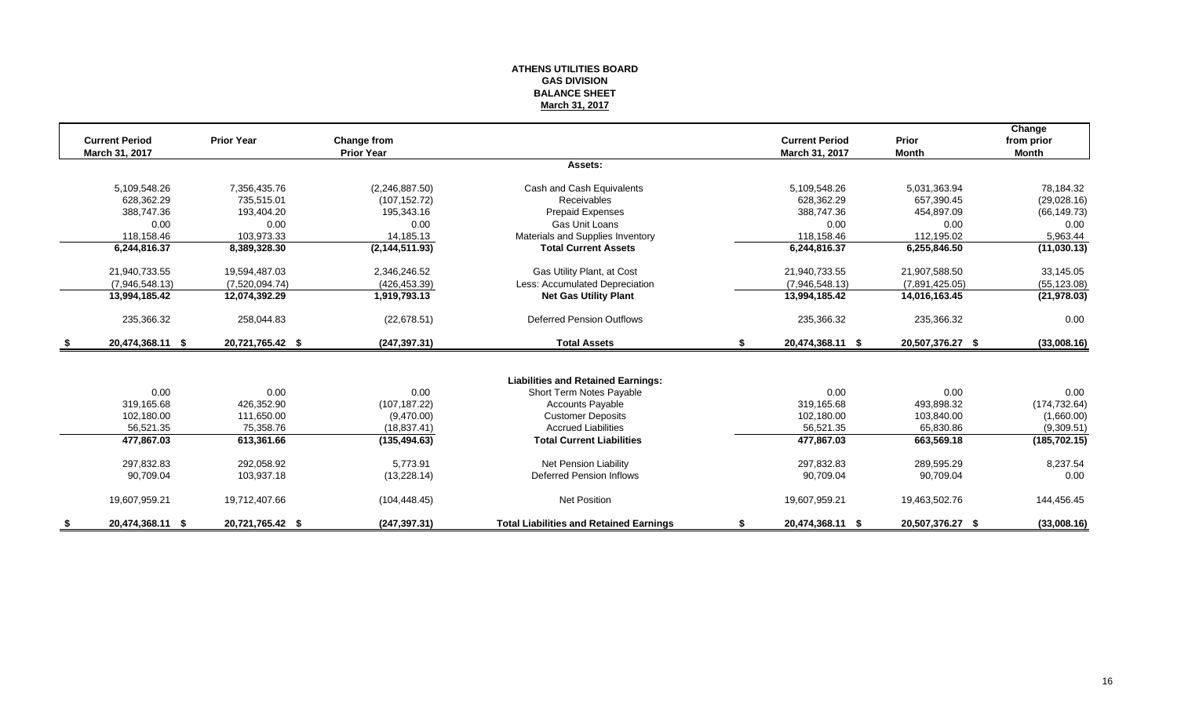# ATHENS UTILITIES BOARD
## GAS DIVISION
## BALANCE SHEET
### March 31, 2017

| Current Period March 31, 2017 | Prior Year | Change from Prior Year | | Current Period March 31, 2017 | Prior Month | Change from prior Month |
|---|---|---|---|---|---|---|
| | | | **Assets:** | | | |
| 5,109,548.26 | 7,356,435.76 | (2,246,887.50) | Cash and Cash Equivalents | 5,109,548.26 | 5,031,363.94 | 78,184.32 |
| 628,362.29 | 735,515.01 | (107,152.72) | Receivables | 628,362.29 | 657,390.45 | (29,028.16) |
| 388,747.36 | 193,404.20 | 195,343.16 | Prepaid Expenses | 388,747.36 | 454,897.09 | (66,149.73) |
| 0.00 | 0.00 | 0.00 | Gas Unit Loans | 0.00 | 0.00 | 0.00 |
| 118,158.46 | 103,973.33 | 14,185.13 | Materials and Supplies Inventory | 118,158.46 | 112,195.02 | 5,963.44 |
| **6,244,816.37** | **8,389,328.30** | **(2,144,511.93)** | **Total Current Assets** | **6,244,816.37** | **6,255,846.50** | **(11,030.13)** |
| 21,940,733.55 | 19,594,487.03 | 2,346,246.52 | Gas Utility Plant, at Cost | 21,940,733.55 | 21,907,588.50 | 33,145.05 |
| (7,946,548.13) | (7,520,094.74) | (426,453.39) | Less: Accumulated Depreciation | (7,946,548.13) | (7,891,425.05) | (55,123.08) |
| **13,994,185.42** | **12,074,392.29** | **1,919,793.13** | **Net Gas Utility Plant** | **13,994,185.42** | **14,016,163.45** | **(21,978.03)** |
| 235,366.32 | 258,044.83 | (22,678.51) | Deferred Pension Outflows | 235,366.32 | 235,366.32 | 0.00 |
| **$ 20,474,368.11** | **$ 20,721,765.42** | **$ (247,397.31)** | **Total Assets** | **$ 20,474,368.11** | **$ 20,507,376.27** | **$ (33,008.16)** |
| | | | **Liabilities and Retained Earnings:** | | | |
| 0.00 | 0.00 | 0.00 | Short Term Notes Payable | 0.00 | 0.00 | 0.00 |
| 319,165.68 | 426,352.90 | (107,187.22) | Accounts Payable | 319,165.68 | 493,898.32 | (174,732.64) |
| 102,180.00 | 111,650.00 | (9,470.00) | Customer Deposits | 102,180.00 | 103,840.00 | (1,660.00) |
| 56,521.35 | 75,358.76 | (18,837.41) | Accrued Liabilities | 56,521.35 | 65,830.86 | (9,309.51) |
| **477,867.03** | **613,361.66** | **(135,494.63)** | **Total Current Liabilities** | **477,867.03** | **663,569.18** | **(185,702.15)** |
| 297,832.83 | 292,058.92 | 5,773.91 | Net Pension Liability | 297,832.83 | 289,595.29 | 8,237.54 |
| 90,709.04 | 103,937.18 | (13,228.14) | Deferred Pension Inflows | 90,709.04 | 90,709.04 | 0.00 |
| 19,607,959.21 | 19,712,407.66 | (104,448.45) | Net Position | 19,607,959.21 | 19,463,502.76 | 144,456.45 |
| **$ 20,474,368.11** | **$ 20,721,765.42** | **$ (247,397.31)** | **Total Liabilities and Retained Earnings** | **$ 20,474,368.11** | **$ 20,507,376.27** | **$ (33,008.16)** |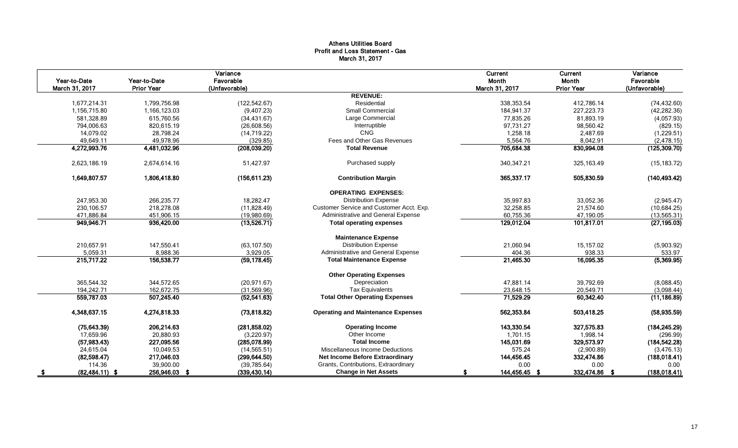# Athens Utilities Board
## Profit and Loss Statement - Gas
### March 31, 2017

| Year-to-Date March 31, 2017 | Year-to-Date Prior Year | Variance Favorable (Unfavorable) | | Current Month March 31, 2017 | Current Month Prior Year | Variance Favorable (Unfavorable) |
|---|---|---|---|---|---|---|
| | | | **REVENUE:** | | | |
| 1,677,214.31 | 1,799,756.98 | (122,542.67) | Residential | 338,353.54 | 412,786.14 | (74,432.60) |
| 1,156,715.80 | 1,166,123.03 | (9,407.23) | Small Commercial | 184,941.37 | 227,223.73 | (42,282.36) |
| 581,328.89 | 615,760.56 | (34,431.67) | Large Commercial | 77,835.26 | 81,893.19 | (4,057.93) |
| 794,006.63 | 820,615.19 | (26,608.56) | Interruptible | 97,731.27 | 98,560.42 | (829.15) |
| 14,079.02 | 28,798.24 | (14,719.22) | CNG | 1,258.18 | 2,487.69 | (1,229.51) |
| 49,649.11 | 49,978.96 | (329.85) | Fees and Other Gas Revenues | 5,564.76 | 8,042.91 | (2,478.15) |
| **4,272,993.76** | **4,481,032.96** | **(208,039.20)** | **Total Revenue** | **705,684.38** | **830,994.08** | **(125,309.70)** |
| 2,623,186.19 | 2,674,614.16 | 51,427.97 | Purchased supply | 340,347.21 | 325,163.49 | (15,183.72) |
| **1,649,807.57** | **1,806,418.80** | **(156,611.23)** | **Contribution Margin** | **365,337.17** | **505,830.59** | **(140,493.42)** |
| | | | **OPERATING EXPENSES:** | | | |
| 247,953.30 | 266,235.77 | 18,282.47 | Distribution Expense | 35,997.83 | 33,052.36 | (2,945.47) |
| 230,106.57 | 218,278.08 | (11,828.49) | Customer Service and Customer Acct. Exp. | 32,258.85 | 21,574.60 | (10,684.25) |
| 471,886.84 | 451,906.15 | (19,980.69) | Administrative and General Expense | 60,755.36 | 47,190.05 | (13,565.31) |
| **949,946.71** | **936,420.00** | **(13,526.71)** | **Total operating expenses** | **129,012.04** | **101,817.01** | **(27,195.03)** |
| | | | **Maintenance Expense** | | | |
| 210,657.91 | 147,550.41 | (63,107.50) | Distribution Expense | 21,060.94 | 15,157.02 | (5,903.92) |
| 5,059.31 | 8,988.36 | 3,929.05 | Administrative and General Expense | 404.36 | 938.33 | 533.97 |
| **215,717.22** | **156,538.77** | **(59,178.45)** | **Total Maintenance Expense** | **21,465.30** | **16,095.35** | **(5,369.95)** |
| | | | **Other Operating Expenses** | | | |
| 365,544.32 | 344,572.65 | (20,971.67) | Depreciation | 47,881.14 | 39,792.69 | (8,088.45) |
| 194,242.71 | 162,672.75 | (31,569.96) | Tax Equivalents | 23,648.15 | 20,549.71 | (3,098.44) |
| **559,787.03** | **507,245.40** | **(52,541.63)** | **Total Other Operating Expenses** | **71,529.29** | **60,342.40** | **(11,186.89)** |
| **4,348,637.15** | **4,274,818.33** | **(73,818.82)** | **Operating and Maintenance Expenses** | **562,353.84** | **503,418.25** | **(58,935.59)** |
| **(75,643.39)** | **206,214.63** | **(281,858.02)** | **Operating Income** | **143,330.54** | **327,575.83** | **(184,245.29)** |
| 17,659.96 | 20,880.93 | (3,220.97) | Other Income | 1,701.15 | 1,998.14 | (296.99) |
| **(57,983.43)** | **227,095.56** | **(285,078.99)** | **Total Income** | **145,031.69** | **329,573.97** | **(184,542.28)** |
| 24,615.04 | 10,049.53 | (14,565.51) | Miscellaneous Income Deductions | 575.24 | (2,900.89) | (3,476.13) |
| **(82,598.47)** | **217,046.03** | **(299,644.50)** | **Net Income Before Extraordinary** | **144,456.45** | **332,474.86** | **(188,018.41)** |
| 114.36 | 39,900.00 | (39,785.64) | Grants, Contributions, Extraordinary | 0.00 | 0.00 | 0.00 |
| **$ (82,484.11)** | **$ 256,946.03** | **$ (339,430.14)** | **Change in Net Assets** | **$ 144,456.45** | **$ 332,474.86** | **$ (188,018.41)** |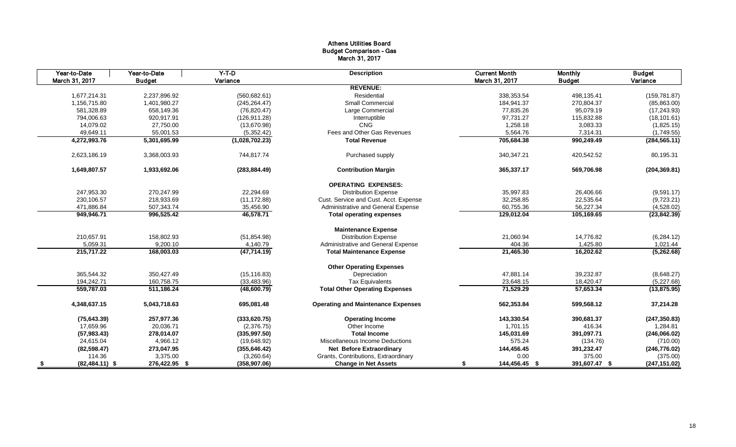# Athens Utilities Board
## Budget Comparison - Gas
### March 31, 2017

| Year-to-Date March 31, 2017 | Year-to-Date Budget | Y-T-D Variance | Description | Current Month March 31, 2017 | Monthly Budget | Budget Variance |
|---|---|---|---|---|---|---|
| | | | **REVENUE:** | | | |
| 1,677,214.31 | 2,237,896.92 | (560,682.61) | Residential | 338,353.54 | 498,135.41 | (159,781.87) |
| 1,156,715.80 | 1,401,980.27 | (245,264.47) | Small Commercial | 184,941.37 | 270,804.37 | (85,863.00) |
| 581,328.89 | 658,149.36 | (76,820.47) | Large Commercial | 77,835.26 | 95,079.19 | (17,243.93) |
| 794,006.63 | 920,917.91 | (126,911.28) | Interruptible | 97,731.27 | 115,832.88 | (18,101.61) |
| 14,079.02 | 27,750.00 | (13,670.98) | CNG | 1,258.18 | 3,083.33 | (1,825.15) |
| 49,649.11 | 55,001.53 | (5,352.42) | Fees and Other Gas Revenues | 5,564.76 | 7,314.31 | (1,749.55) |
| **4,272,993.76** | **5,301,695.99** | **(1,028,702.23)** | **Total Revenue** | **705,684.38** | **990,249.49** | **(284,565.11)** |
| 2,623,186.19 | 3,368,003.93 | 744,817.74 | Purchased supply | 340,347.21 | 420,542.52 | 80,195.31 |
| **1,649,807.57** | **1,933,692.06** | **(283,884.49)** | **Contribution Margin** | **365,337.17** | **569,706.98** | **(204,369.81)** |
| | | | **OPERATING EXPENSES:** | | | |
| 247,953.30 | 270,247.99 | 22,294.69 | Distribution Expense | 35,997.83 | 26,406.66 | (9,591.17) |
| 230,106.57 | 218,933.69 | (11,172.88) | Cust. Service and Cust. Acct. Expense | 32,258.85 | 22,535.64 | (9,723.21) |
| 471,886.84 | 507,343.74 | 35,456.90 | Administrative and General Expense | 60,755.36 | 56,227.34 | (4,528.02) |
| **949,946.71** | **996,525.42** | **46,578.71** | **Total operating expenses** | **129,012.04** | **105,169.65** | **(23,842.39)** |
| | | | **Maintenance Expense** | | | |
| 210,657.91 | 158,802.93 | (51,854.98) | Distribution Expense | 21,060.94 | 14,776.82 | (6,284.12) |
| 5,059.31 | 9,200.10 | 4,140.79 | Administrative and General Expense | 404.36 | 1,425.80 | 1,021.44 |
| **215,717.22** | **168,003.03** | **(47,714.19)** | **Total Maintenance Expense** | **21,465.30** | **16,202.62** | **(5,262.68)** |
| | | | **Other Operating Expenses** | | | |
| 365,544.32 | 350,427.49 | (15,116.83) | Depreciation | 47,881.14 | 39,232.87 | (8,648.27) |
| 194,242.71 | 160,758.75 | (33,483.96) | Tax Equivalents | 23,648.15 | 18,420.47 | (5,227.68) |
| **559,787.03** | **511,186.24** | **(48,600.79)** | **Total Other Operating Expenses** | **71,529.29** | **57,653.34** | **(13,875.95)** |
| **4,348,637.15** | **5,043,718.63** | **695,081.48** | **Operating and Maintenance Expenses** | **562,353.84** | **599,568.12** | **37,214.28** |
| **(75,643.39)** | **257,977.36** | **(333,620.75)** | **Operating Income** | **143,330.54** | **390,681.37** | **(247,350.83)** |
| 17,659.96 | 20,036.71 | (2,376.75) | Other Income | 1,701.15 | 416.34 | 1,284.81 |
| **(57,983.43)** | **278,014.07** | **(335,997.50)** | **Total Income** | **145,031.69** | **391,097.71** | **(246,066.02)** |
| 24,615.04 | 4,966.12 | (19,648.92) | Miscellaneous Income Deductions | 575.24 | (134.76) | (710.00) |
| **(82,598.47)** | **273,047.95** | **(355,646.42)** | **Net Before Extraordinary** | **144,456.45** | **391,232.47** | **(246,776.02)** |
| 114.36 | 3,375.00 | (3,260.64) | Grants, Contributions, Extraordinary | 0.00 | 375.00 | (375.00) |
| **$ (82,484.11)** | **$ 276,422.95** | **$ (358,907.06)** | **Change in Net Assets** | **$ 144,456.45** | **$ 391,607.47** | **$ (247,151.02)** |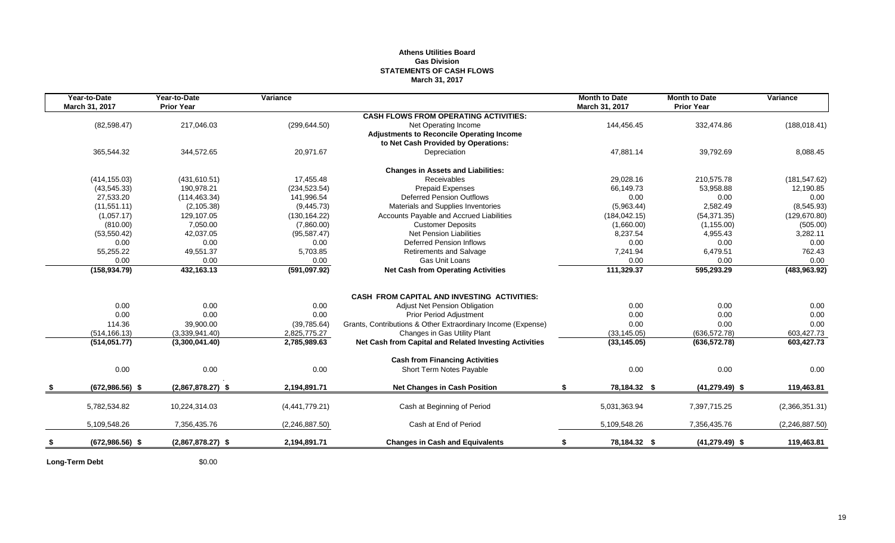# Athens Utilities Board
## Gas Division
## STATEMENTS OF CASH FLOWS
### March 31, 2017

| Year-to-Date March 31, 2017 | Year-to-Date Prior Year | Variance | | Month to Date March 31, 2017 | Month to Date Prior Year | Variance |
|---|---|---|---|---|---|---|
| | | | **CASH FLOWS FROM OPERATING ACTIVITIES:** | | | |
| (82,598.47) | 217,046.03 | (299,644.50) | Net Operating Income | 144,456.45 | 332,474.86 | (188,018.41) |
| | | | **Adjustments to Reconcile Operating Income to Net Cash Provided by Operations:** | | | |
| 365,544.32 | 344,572.65 | 20,971.67 | Depreciation | 47,881.14 | 39,792.69 | 8,088.45 |
| | | | **Changes in Assets and Liabilities:** | | | |
| (414,155.03) | (431,610.51) | 17,455.48 | Receivables | 29,028.16 | 210,575.78 | (181,547.62) |
| (43,545.33) | 190,978.21 | (234,523.54) | Prepaid Expenses | 66,149.73 | 53,958.88 | 12,190.85 |
| 27,533.20 | (114,463.34) | 141,996.54 | Deferred Pension Outflows | 0.00 | 0.00 | 0.00 |
| (11,551.11) | (2,105.38) | (9,445.73) | Materials and Supplies Inventories | (5,963.44) | 2,582.49 | (8,545.93) |
| (1,057.17) | 129,107.05 | (130,164.22) | Accounts Payable and Accrued Liabilities | (184,042.15) | (54,371.35) | (129,670.80) |
| (810.00) | 7,050.00 | (7,860.00) | Customer Deposits | (1,660.00) | (1,155.00) | (505.00) |
| (53,550.42) | 42,037.05 | (95,587.47) | Net Pension Liabilities | 8,237.54 | 4,955.43 | 3,282.11 |
| 0.00 | 0.00 | 0.00 | Deferred Pension Inflows | 0.00 | 0.00 | 0.00 |
| 55,255.22 | 49,551.37 | 5,703.85 | Retirements and Salvage | 7,241.94 | 6,479.51 | 762.43 |
| 0.00 | 0.00 | 0.00 | Gas Unit Loans | 0.00 | 0.00 | 0.00 |
| **(158,934.79)** | **432,163.13** | **(591,097.92)** | **Net Cash from Operating Activities** | **111,329.37** | **595,293.29** | **(483,963.92)** |
| | | | **CASH FROM CAPITAL AND INVESTING ACTIVITIES:** | | | |
| 0.00 | 0.00 | 0.00 | Adjust Net Pension Obligation | 0.00 | 0.00 | 0.00 |
| 0.00 | 0.00 | 0.00 | Prior Period Adjustment | 0.00 | 0.00 | 0.00 |
| 114.36 | 39,900.00 | (39,785.64) | Grants, Contributions & Other Extraordinary Income (Expense) | 0.00 | 0.00 | 0.00 |
| (514,166.13) | (3,339,941.40) | 2,825,775.27 | Changes in Gas Utility Plant | (33,145.05) | (636,572.78) | 603,427.73 |
| **(514,051.77)** | **(3,300,041.40)** | **2,785,989.63** | **Net Cash from Capital and Related Investing Activities** | **(33,145.05)** | **(636,572.78)** | **603,427.73** |
| | | | **Cash from Financing Activities** | | | |
| 0.00 | 0.00 | 0.00 | Short Term Notes Payable | 0.00 | 0.00 | 0.00 |
| **$ (672,986.56)** | **$ (2,867,878.27)** | **$ 2,194,891.71** | **Net Changes in Cash Position** | **$ 78,184.32** | **$ (41,279.49)** | **$ 119,463.81** |
| 5,782,534.82 | 10,224,314.03 | (4,441,779.21) | Cash at Beginning of Period | 5,031,363.94 | 7,397,715.25 | (2,366,351.31) |
| 5,109,548.26 | 7,356,435.76 | (2,246,887.50) | Cash at End of Period | 5,109,548.26 | 7,356,435.76 | (2,246,887.50) |
| **$ (672,986.56)** | **$ (2,867,878.27)** | **$ 2,194,891.71** | **Changes in Cash and Equivalents** | **$ 78,184.32** | **$ (41,279.49)** | **$ 119,463.81** |

**Long-Term Debt** $0.00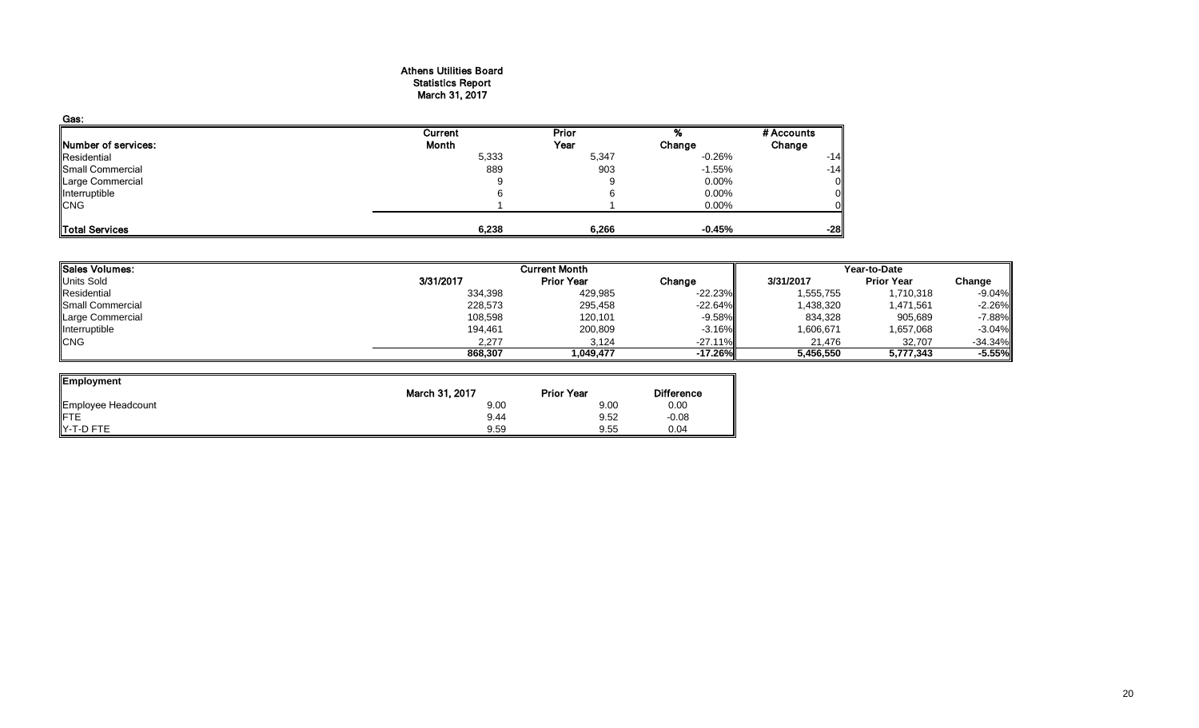# Athens Utilities Board
## Statistics Report
## March 31, 2017

**Gas:**

| Number of services: | Current Month | Prior Year | % Change | # Accounts Change |
|---|---|---|---|---|
| Residential | 5,333 | 5,347 | -0.26% | -14 |
| Small Commercial | 889 | 903 | -1.55% | -14 |
| Large Commercial | 9 | 9 | 0.00% | 0 |
| Interruptible | 6 | 6 | 0.00% | 0 |
| CNG | 1 | 1 | 0.00% | 0 |
| **Total Services** | **6,238** | **6,266** | **-0.45%** | **-28** |

| Sales Volumes: | Current Month | | | Year-to-Date | | |
|---|---|---|---|---|---|---|
| Units Sold | 3/31/2017 | Prior Year | Change | 3/31/2017 | Prior Year | Change |
| Residential | 334,398 | 429,985 | -22.23% | 1,555,755 | 1,710,318 | -9.04% |
| Small Commercial | 228,573 | 295,458 | -22.64% | 1,438,320 | 1,471,561 | -2.26% |
| Large Commercial | 108,598 | 120,101 | -9.58% | 834,328 | 905,689 | -7.88% |
| Interruptible | 194,461 | 200,809 | -3.16% | 1,606,671 | 1,657,068 | -3.04% |
| CNG | 2,277 | 3,124 | -27.11% | 21,476 | 32,707 | -34.34% |
| | **868,307** | **1,049,477** | **-17.26%** | **5,456,550** | **5,777,343** | **-5.55%** |

| Employment | March 31, 2017 | Prior Year | Difference |
|---|---|---|---|
| Employee Headcount | 9.00 | 9.00 | 0.00 |
| FTE | 9.44 | 9.52 | -0.08 |
| Y-T-D FTE | 9.59 | 9.55 | 0.04 |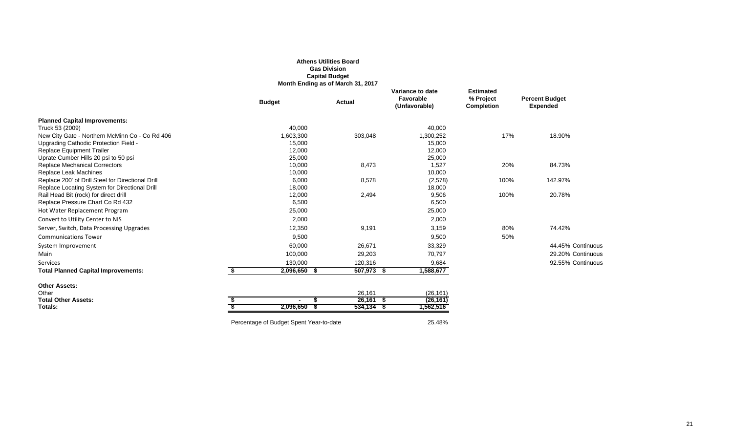**Athens Utilities Board**
**Gas Division**
**Capital Budget**
**Month Ending as of March 31, 2017**

| | Budget | Actual | Variance to date Favorable (Unfavorable) | Estimated % Project Completion | Percent Budget Expended |
|---|---|---|---|---|---|
| **Planned Capital Improvements:** | | | | | |
| Truck 53 (2009) | 40,000 | | 40,000 | | |
| New City Gate - Northern McMinn Co - Co Rd 406 | 1,603,300 | 303,048 | 1,300,252 | 17% | 18.90% |
| Upgrading Cathodic Protection Field - | 15,000 | | 15,000 | | |
| Replace Equipment Trailer | 12,000 | | 12,000 | | |
| Uprate Cumber Hills 20 psi to 50 psi | 25,000 | | 25,000 | | |
| Replace Mechanical Correctors | 10,000 | 8,473 | 1,527 | 20% | 84.73% |
| Replace Leak Machines | 10,000 | | 10,000 | | |
| Replace 200' of Drill Steel for Directional Drill | 6,000 | 8,578 | (2,578) | 100% | 142.97% |
| Replace Locating System for Directional Drill | 18,000 | | 18,000 | | |
| Rail Head Bit (rock) for direct drill | 12,000 | 2,494 | 9,506 | 100% | 20.78% |
| Replace Pressure Chart Co Rd 432 | 6,500 | | 6,500 | | |
| Hot Water Replacement Program | 25,000 | | 25,000 | | |
| Convert to Utility Center to NIS | 2,000 | | 2,000 | | |
| Server, Switch, Data Processing Upgrades | 12,350 | 9,191 | 3,159 | 80% | 74.42% |
| Communications Tower | 9,500 | | 9,500 | 50% | |
| System Improvement | 60,000 | 26,671 | 33,329 | | 44.45% Continuous |
| Main | 100,000 | 29,203 | 70,797 | | 29.20% Continuous |
| Services | 130,000 | 120,316 | 9,684 | | 92.55% Continuous |
| **Total Planned Capital Improvements:** | $ 2,096,650 | $ 507,973 | $ 1,588,677 | | |
| **Other Assets:** | | | | | |
| Other | | 26,161 | (26,161) | | |
| **Total Other Assets:** | $ - | $ 26,161 | $ (26,161) | | |
| **Totals:** | $ 2,096,650 | $ 534,134 | $ 1,562,516 | | |

Percentage of Budget Spent Year-to-date 25.48%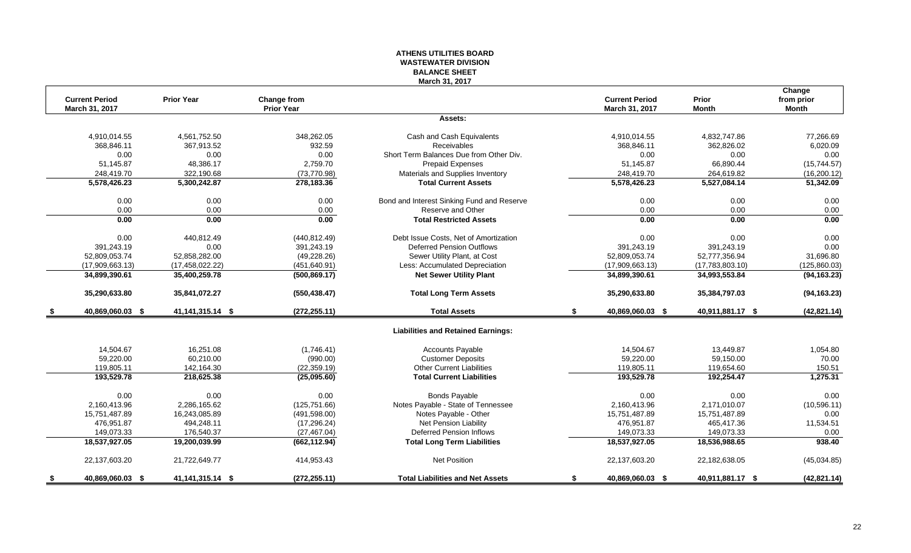# ATHENS UTILITIES BOARD
## WASTEWATER DIVISION
## BALANCE SHEET
### March 31, 2017

| Current Period March 31, 2017 | Prior Year | Change from Prior Year | | Current Period March 31, 2017 | Prior Month | Change from prior Month |
|---|---|---|---|---|---|---|
| | | | **Assets:** | | | |
| 4,910,014.55 | 4,561,752.50 | 348,262.05 | Cash and Cash Equivalents | 4,910,014.55 | 4,832,747.86 | 77,266.69 |
| 368,846.11 | 367,913.52 | 932.59 | Receivables | 368,846.11 | 362,826.02 | 6,020.09 |
| 0.00 | 0.00 | 0.00 | Short Term Balances Due from Other Div. | 0.00 | 0.00 | 0.00 |
| 51,145.87 | 48,386.17 | 2,759.70 | Prepaid Expenses | 51,145.87 | 66,890.44 | (15,744.57) |
| 248,419.70 | 322,190.68 | (73,770.98) | Materials and Supplies Inventory | 248,419.70 | 264,619.82 | (16,200.12) |
| **5,578,426.23** | **5,300,242.87** | **278,183.36** | **Total Current Assets** | **5,578,426.23** | **5,527,084.14** | **51,342.09** |
| 0.00 | 0.00 | 0.00 | Bond and Interest Sinking Fund and Reserve | 0.00 | 0.00 | 0.00 |
| 0.00 | 0.00 | 0.00 | Reserve and Other | 0.00 | 0.00 | 0.00 |
| **0.00** | **0.00** | **0.00** | **Total Restricted Assets** | **0.00** | **0.00** | **0.00** |
| 0.00 | 440,812.49 | (440,812.49) | Debt Issue Costs, Net of Amortization | 0.00 | 0.00 | 0.00 |
| 391,243.19 | 0.00 | 391,243.19 | Deferred Pension Outflows | 391,243.19 | 391,243.19 | 0.00 |
| 52,809,053.74 | 52,858,282.00 | (49,228.26) | Sewer Utility Plant, at Cost | 52,809,053.74 | 52,777,356.94 | 31,696.80 |
| (17,909,663.13) | (17,458,022.22) | (451,640.91) | Less: Accumulated Depreciation | (17,909,663.13) | (17,783,803.10) | (125,860.03) |
| **34,899,390.61** | **35,400,259.78** | **(500,869.17)** | **Net Sewer Utility Plant** | **34,899,390.61** | **34,993,553.84** | **(94,163.23)** |
| **35,290,633.80** | **35,841,072.27** | **(550,438.47)** | **Total Long Term Assets** | **35,290,633.80** | **35,384,797.03** | **(94,163.23)** |
| **$ 40,869,060.03** | **$ 41,141,315.14** | **$ (272,255.11)** | **Total Assets** | **$ 40,869,060.03** | **$ 40,911,881.17** | **$ (42,821.14)** |
| | | | **Liabilities and Retained Earnings:** | | | |
| 14,504.67 | 16,251.08 | (1,746.41) | Accounts Payable | 14,504.67 | 13,449.87 | 1,054.80 |
| 59,220.00 | 60,210.00 | (990.00) | Customer Deposits | 59,220.00 | 59,150.00 | 70.00 |
| 119,805.11 | 142,164.30 | (22,359.19) | Other Current Liabilities | 119,805.11 | 119,654.60 | 150.51 |
| **193,529.78** | **218,625.38** | **(25,095.60)** | **Total Current Liabilities** | **193,529.78** | **192,254.47** | **1,275.31** |
| 0.00 | 0.00 | 0.00 | Bonds Payable | 0.00 | 0.00 | 0.00 |
| 2,160,413.96 | 2,286,165.62 | (125,751.66) | Notes Payable - State of Tennessee | 2,160,413.96 | 2,171,010.07 | (10,596.11) |
| 15,751,487.89 | 16,243,085.89 | (491,598.00) | Notes Payable - Other | 15,751,487.89 | 15,751,487.89 | 0.00 |
| 476,951.87 | 494,248.11 | (17,296.24) | Net Pension Liability | 476,951.87 | 465,417.36 | 11,534.51 |
| 149,073.33 | 176,540.37 | (27,467.04) | Deferred Pension Inflows | 149,073.33 | 149,073.33 | 0.00 |
| **18,537,927.05** | **19,200,039.99** | **(662,112.94)** | **Total Long Term Liabilities** | **18,537,927.05** | **18,536,988.65** | **938.40** |
| 22,137,603.20 | 21,722,649.77 | 414,953.43 | Net Position | 22,137,603.20 | 22,182,638.05 | (45,034.85) |
| **$ 40,869,060.03** | **$ 41,141,315.14** | **$ (272,255.11)** | **Total Liabilities and Net Assets** | **$ 40,869,060.03** | **$ 40,911,881.17** | **$ (42,821.14)** |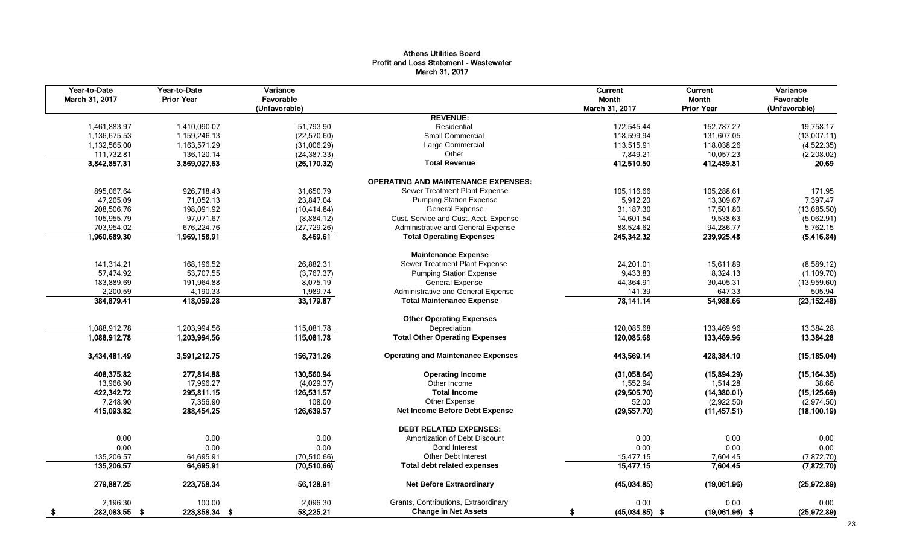# Athens Utilities Board
## Profit and Loss Statement - Wastewater
### March 31, 2017

| Year-to-Date March 31, 2017 | Year-to-Date Prior Year | Variance Favorable (Unfavorable) | | Current Month March 31, 2017 | Current Month Prior Year | Variance Favorable (Unfavorable) |
|---|---|---|---|---|---|---|
| | | | **REVENUE:** | | | |
| 1,461,883.97 | 1,410,090.07 | 51,793.90 | Residential | 172,545.44 | 152,787.27 | 19,758.17 |
| 1,136,675.53 | 1,159,246.13 | (22,570.60) | Small Commercial | 118,599.94 | 131,607.05 | (13,007.11) |
| 1,132,565.00 | 1,163,571.29 | (31,006.29) | Large Commercial | 113,515.91 | 118,038.26 | (4,522.35) |
| 111,732.81 | 136,120.14 | (24,387.33) | Other | 7,849.21 | 10,057.23 | (2,208.02) |
| **3,842,857.31** | **3,869,027.63** | **(26,170.32)** | **Total Revenue** | **412,510.50** | **412,489.81** | **20.69** |
| | | | **OPERATING AND MAINTENANCE EXPENSES:** | | | |
| 895,067.64 | 926,718.43 | 31,650.79 | Sewer Treatment Plant Expense | 105,116.66 | 105,288.61 | 171.95 |
| 47,205.09 | 71,052.13 | 23,847.04 | Pumping Station Expense | 5,912.20 | 13,309.67 | 7,397.47 |
| 208,506.76 | 198,091.92 | (10,414.84) | General Expense | 31,187.30 | 17,501.80 | (13,685.50) |
| 105,955.79 | 97,071.67 | (8,884.12) | Cust. Service and Cust. Acct. Expense | 14,601.54 | 9,538.63 | (5,062.91) |
| 703,954.02 | 676,224.76 | (27,729.26) | Administrative and General Expense | 88,524.62 | 94,286.77 | 5,762.15 |
| **1,960,689.30** | **1,969,158.91** | **8,469.61** | **Total Operating Expenses** | **245,342.32** | **239,925.48** | **(5,416.84)** |
| | | | **Maintenance Expense** | | | |
| 141,314.21 | 168,196.52 | 26,882.31 | Sewer Treatment Plant Expense | 24,201.01 | 15,611.89 | (8,589.12) |
| 57,474.92 | 53,707.55 | (3,767.37) | Pumping Station Expense | 9,433.83 | 8,324.13 | (1,109.70) |
| 183,889.69 | 191,964.88 | 8,075.19 | General Expense | 44,364.91 | 30,405.31 | (13,959.60) |
| 2,200.59 | 4,190.33 | 1,989.74 | Administrative and General Expense | 141.39 | 647.33 | 505.94 |
| **384,879.41** | **418,059.28** | **33,179.87** | **Total Maintenance Expense** | **78,141.14** | **54,988.66** | **(23,152.48)** |
| | | | **Other Operating Expenses** | | | |
| 1,088,912.78 | 1,203,994.56 | 115,081.78 | Depreciation | 120,085.68 | 133,469.96 | 13,384.28 |
| **1,088,912.78** | **1,203,994.56** | **115,081.78** | **Total Other Operating Expenses** | **120,085.68** | **133,469.96** | **13,384.28** |
| **3,434,481.49** | **3,591,212.75** | **156,731.26** | **Operating and Maintenance Expenses** | **443,569.14** | **428,384.10** | **(15,185.04)** |
| **408,375.82** | **277,814.88** | **130,560.94** | **Operating Income** | **(31,058.64)** | **(15,894.29)** | **(15,164.35)** |
| 13,966.90 | 17,996.27 | (4,029.37) | Other Income | 1,552.94 | 1,514.28 | 38.66 |
| **422,342.72** | **295,811.15** | **126,531.57** | **Total Income** | **(29,505.70)** | **(14,380.01)** | **(15,125.69)** |
| 7,248.90 | 7,356.90 | 108.00 | Other Expense | 52.00 | (2,922.50) | (2,974.50) |
| **415,093.82** | **288,454.25** | **126,639.57** | **Net Income Before Debt Expense** | **(29,557.70)** | **(11,457.51)** | **(18,100.19)** |
| | | | **DEBT RELATED EXPENSES:** | | | |
| 0.00 | 0.00 | 0.00 | Amortization of Debt Discount | 0.00 | 0.00 | 0.00 |
| 0.00 | 0.00 | 0.00 | Bond Interest | 0.00 | 0.00 | 0.00 |
| 135,206.57 | 64,695.91 | (70,510.66) | Other Debt Interest | 15,477.15 | 7,604.45 | (7,872.70) |
| **135,206.57** | **64,695.91** | **(70,510.66)** | **Total debt related expenses** | **15,477.15** | **7,604.45** | **(7,872.70)** |
| **279,887.25** | **223,758.34** | **56,128.91** | **Net Before Extraordinary** | **(45,034.85)** | **(19,061.96)** | **(25,972.89)** |
| 2,196.30 | 100.00 | 2,096.30 | Grants, Contributions, Extraordinary | 0.00 | 0.00 | 0.00 |
| **$ 282,083.55** | **$ 223,858.34** | **$ 58,225.21** | **Change in Net Assets** | **$ (45,034.85)** | **$ (19,061.96)** | **$ (25,972.89)** |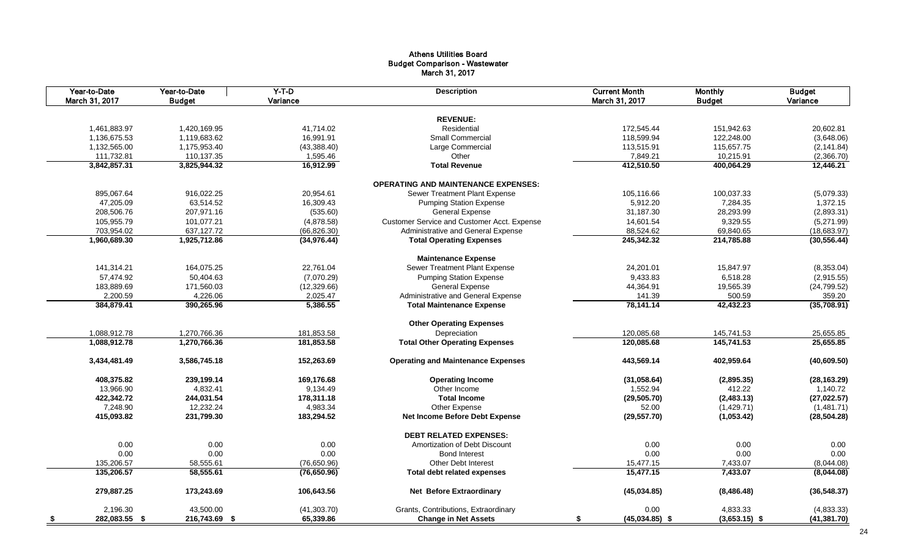# Athens Utilities Board
## Budget Comparison - Wastewater
### March 31, 2017

| Year-to-Date March 31, 2017 | Year-to-Date Budget | Y-T-D Variance | Description | Current Month March 31, 2017 | Monthly Budget | Budget Variance |
|---|---|---|---|---|---|---|
| | | | **REVENUE:** | | | |
| 1,461,883.97 | 1,420,169.95 | 41,714.02 | Residential | 172,545.44 | 151,942.63 | 20,602.81 |
| 1,136,675.53 | 1,119,683.62 | 16,991.91 | Small Commercial | 118,599.94 | 122,248.00 | (3,648.06) |
| 1,132,565.00 | 1,175,953.40 | (43,388.40) | Large Commercial | 113,515.91 | 115,657.75 | (2,141.84) |
| 111,732.81 | 110,137.35 | 1,595.46 | Other | 7,849.21 | 10,215.91 | (2,366.70) |
| **3,842,857.31** | **3,825,944.32** | **16,912.99** | **Total Revenue** | **412,510.50** | **400,064.29** | **12,446.21** |
| | | | **OPERATING AND MAINTENANCE EXPENSES:** | | | |
| 895,067.64 | 916,022.25 | 20,954.61 | Sewer Treatment Plant Expense | 105,116.66 | 100,037.33 | (5,079.33) |
| 47,205.09 | 63,514.52 | 16,309.43 | Pumping Station Expense | 5,912.20 | 7,284.35 | 1,372.15 |
| 208,506.76 | 207,971.16 | (535.60) | General Expense | 31,187.30 | 28,293.99 | (2,893.31) |
| 105,955.79 | 101,077.21 | (4,878.58) | Customer Service and Customer Acct. Expense | 14,601.54 | 9,329.55 | (5,271.99) |
| 703,954.02 | 637,127.72 | (66,826.30) | Administrative and General Expense | 88,524.62 | 69,840.65 | (18,683.97) |
| **1,960,689.30** | **1,925,712.86** | **(34,976.44)** | **Total Operating Expenses** | **245,342.32** | **214,785.88** | **(30,556.44)** |
| | | | **Maintenance Expense** | | | |
| 141,314.21 | 164,075.25 | 22,761.04 | Sewer Treatment Plant Expense | 24,201.01 | 15,847.97 | (8,353.04) |
| 57,474.92 | 50,404.63 | (7,070.29) | Pumping Station Expense | 9,433.83 | 6,518.28 | (2,915.55) |
| 183,889.69 | 171,560.03 | (12,329.66) | General Expense | 44,364.91 | 19,565.39 | (24,799.52) |
| 2,200.59 | 4,226.06 | 2,025.47 | Administrative and General Expense | 141.39 | 500.59 | 359.20 |
| **384,879.41** | **390,265.96** | **5,386.55** | **Total Maintenance Expense** | **78,141.14** | **42,432.23** | **(35,708.91)** |
| | | | **Other Operating Expenses** | | | |
| 1,088,912.78 | 1,270,766.36 | 181,853.58 | Depreciation | 120,085.68 | 145,741.53 | 25,655.85 |
| **1,088,912.78** | **1,270,766.36** | **181,853.58** | **Total Other Operating Expenses** | **120,085.68** | **145,741.53** | **25,655.85** |
| **3,434,481.49** | **3,586,745.18** | **152,263.69** | **Operating and Maintenance Expenses** | **443,569.14** | **402,959.64** | **(40,609.50)** |
| **408,375.82** | **239,199.14** | **169,176.68** | **Operating Income** | **(31,058.64)** | **(2,895.35)** | **(28,163.29)** |
| 13,966.90 | 4,832.41 | 9,134.49 | Other Income | 1,552.94 | 412.22 | 1,140.72 |
| **422,342.72** | **244,031.54** | **178,311.18** | **Total Income** | **(29,505.70)** | **(2,483.13)** | **(27,022.57)** |
| 7,248.90 | 12,232.24 | 4,983.34 | Other Expense | 52.00 | (1,429.71) | (1,481.71) |
| **415,093.82** | **231,799.30** | **183,294.52** | **Net Income Before Debt Expense** | **(29,557.70)** | **(1,053.42)** | **(28,504.28)** |
| | | | **DEBT RELATED EXPENSES:** | | | |
| 0.00 | 0.00 | 0.00 | Amortization of Debt Discount | 0.00 | 0.00 | 0.00 |
| 0.00 | 0.00 | 0.00 | Bond Interest | 0.00 | 0.00 | 0.00 |
| 135,206.57 | 58,555.61 | (76,650.96) | Other Debt Interest | 15,477.15 | 7,433.07 | (8,044.08) |
| **135,206.57** | **58,555.61** | **(76,650.96)** | **Total debt related expenses** | **15,477.15** | **7,433.07** | **(8,044.08)** |
| **279,887.25** | **173,243.69** | **106,643.56** | **Net Before Extraordinary** | **(45,034.85)** | **(8,486.48)** | **(36,548.37)** |
| 2,196.30 | 43,500.00 | (41,303.70) | Grants, Contributions, Extraordinary | 0.00 | 4,833.33 | (4,833.33) |
| **$ 282,083.55** | **$ 216,743.69** | **$ 65,339.86** | **Change in Net Assets** | **$ (45,034.85)** | **$ (3,653.15)** | **$ (41,381.70)** |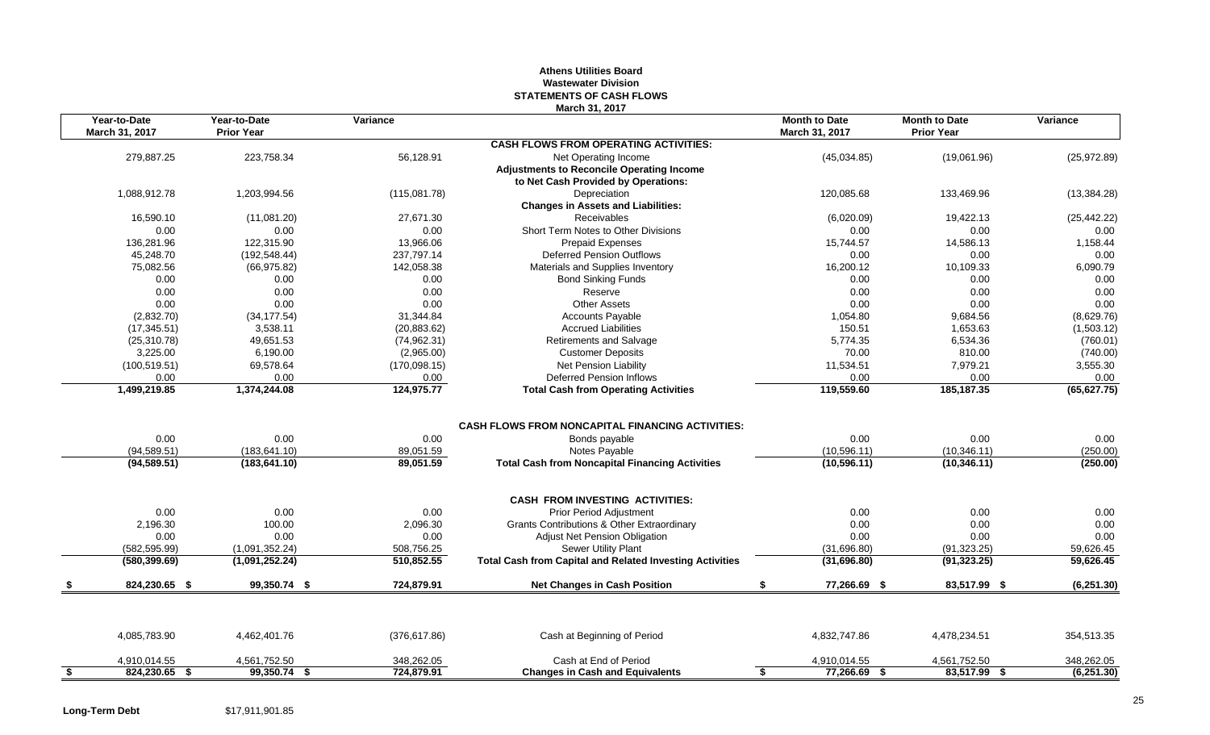# Athens Utilities Board
## Wastewater Division
## STATEMENTS OF CASH FLOWS
### March 31, 2017

| Year-to-Date March 31, 2017 | Year-to-Date Prior Year | Variance | | Month to Date March 31, 2017 | Month to Date Prior Year | Variance |
|---|---|---|---|---|---|---|
| | | | **CASH FLOWS FROM OPERATING ACTIVITIES:** | | | |
| 279,887.25 | 223,758.34 | 56,128.91 | Net Operating Income | (45,034.85) | (19,061.96) | (25,972.89) |
| | | | **Adjustments to Reconcile Operating Income** | | | |
| | | | **to Net Cash Provided by Operations:** | | | |
| 1,088,912.78 | 1,203,994.56 | (115,081.78) | Depreciation | 120,085.68 | 133,469.96 | (13,384.28) |
| | | | **Changes in Assets and Liabilities:** | | | |
| 16,590.10 | (11,081.20) | 27,671.30 | Receivables | (6,020.09) | 19,422.13 | (25,442.22) |
| 0.00 | 0.00 | 0.00 | Short Term Notes to Other Divisions | 0.00 | 0.00 | 0.00 |
| 136,281.96 | 122,315.90 | 13,966.06 | Prepaid Expenses | 15,744.57 | 14,586.13 | 1,158.44 |
| 45,248.70 | (192,548.44) | 237,797.14 | Deferred Pension Outflows | 0.00 | 0.00 | 0.00 |
| 75,082.56 | (66,975.82) | 142,058.38 | Materials and Supplies Inventory | 16,200.12 | 10,109.33 | 6,090.79 |
| 0.00 | 0.00 | 0.00 | Bond Sinking Funds | 0.00 | 0.00 | 0.00 |
| 0.00 | 0.00 | 0.00 | Reserve | 0.00 | 0.00 | 0.00 |
| 0.00 | 0.00 | 0.00 | Other Assets | 0.00 | 0.00 | 0.00 |
| (2,832.70) | (34,177.54) | 31,344.84 | Accounts Payable | 1,054.80 | 9,684.56 | (8,629.76) |
| (17,345.51) | 3,538.11 | (20,883.62) | Accrued Liabilities | 150.51 | 1,653.63 | (1,503.12) |
| (25,310.78) | 49,651.53 | (74,962.31) | Retirements and Salvage | 5,774.35 | 6,534.36 | (760.01) |
| 3,225.00 | 6,190.00 | (2,965.00) | Customer Deposits | 70.00 | 810.00 | (740.00) |
| (100,519.51) | 69,578.64 | (170,098.15) | Net Pension Liability | 11,534.51 | 7,979.21 | 3,555.30 |
| 0.00 | 0.00 | 0.00 | Deferred Pension Inflows | 0.00 | 0.00 | 0.00 |
| **1,499,219.85** | **1,374,244.08** | **124,975.77** | **Total Cash from Operating Activities** | **119,559.60** | **185,187.35** | **(65,627.75)** |
| | | | **CASH FLOWS FROM NONCAPITAL FINANCING ACTIVITIES:** | | | |
| 0.00 | 0.00 | 0.00 | Bonds payable | 0.00 | 0.00 | 0.00 |
| (94,589.51) | (183,641.10) | 89,051.59 | Notes Payable | (10,596.11) | (10,346.11) | (250.00) |
| **(94,589.51)** | **(183,641.10)** | **89,051.59** | **Total Cash from Noncapital Financing Activities** | **(10,596.11)** | **(10,346.11)** | **(250.00)** |
| | | | **CASH FROM INVESTING ACTIVITIES:** | | | |
| 0.00 | 0.00 | 0.00 | Prior Period Adjustment | 0.00 | 0.00 | 0.00 |
| 2,196.30 | 100.00 | 2,096.30 | Grants Contributions & Other Extraordinary | 0.00 | 0.00 | 0.00 |
| 0.00 | 0.00 | 0.00 | Adjust Net Pension Obligation | 0.00 | 0.00 | 0.00 |
| (582,595.99) | (1,091,352.24) | 508,756.25 | Sewer Utility Plant | (31,696.80) | (91,323.25) | 59,626.45 |
| **(580,399.69)** | **(1,091,252.24)** | **510,852.55** | **Total Cash from Capital and Related Investing Activities** | **(31,696.80)** | **(91,323.25)** | **59,626.45** |
| **$ 824,230.65** | **$ 99,350.74** | **$ 724,879.91** | **Net Changes in Cash Position** | **$ 77,266.69** | **$ 83,517.99** | **$ (6,251.30)** |
| 4,085,783.90 | 4,462,401.76 | (376,617.86) | Cash at Beginning of Period | 4,832,747.86 | 4,478,234.51 | 354,513.35 |
| 4,910,014.55 | 4,561,752.50 | 348,262.05 | Cash at End of Period | 4,910,014.55 | 4,561,752.50 | 348,262.05 |
| **$ 824,230.65** | **$ 99,350.74** | **$ 724,879.91** | **Changes in Cash and Equivalents** | **$ 77,266.69** | **$ 83,517.99** | **$ (6,251.30)** |

**Long-Term Debt** $17,911,901.85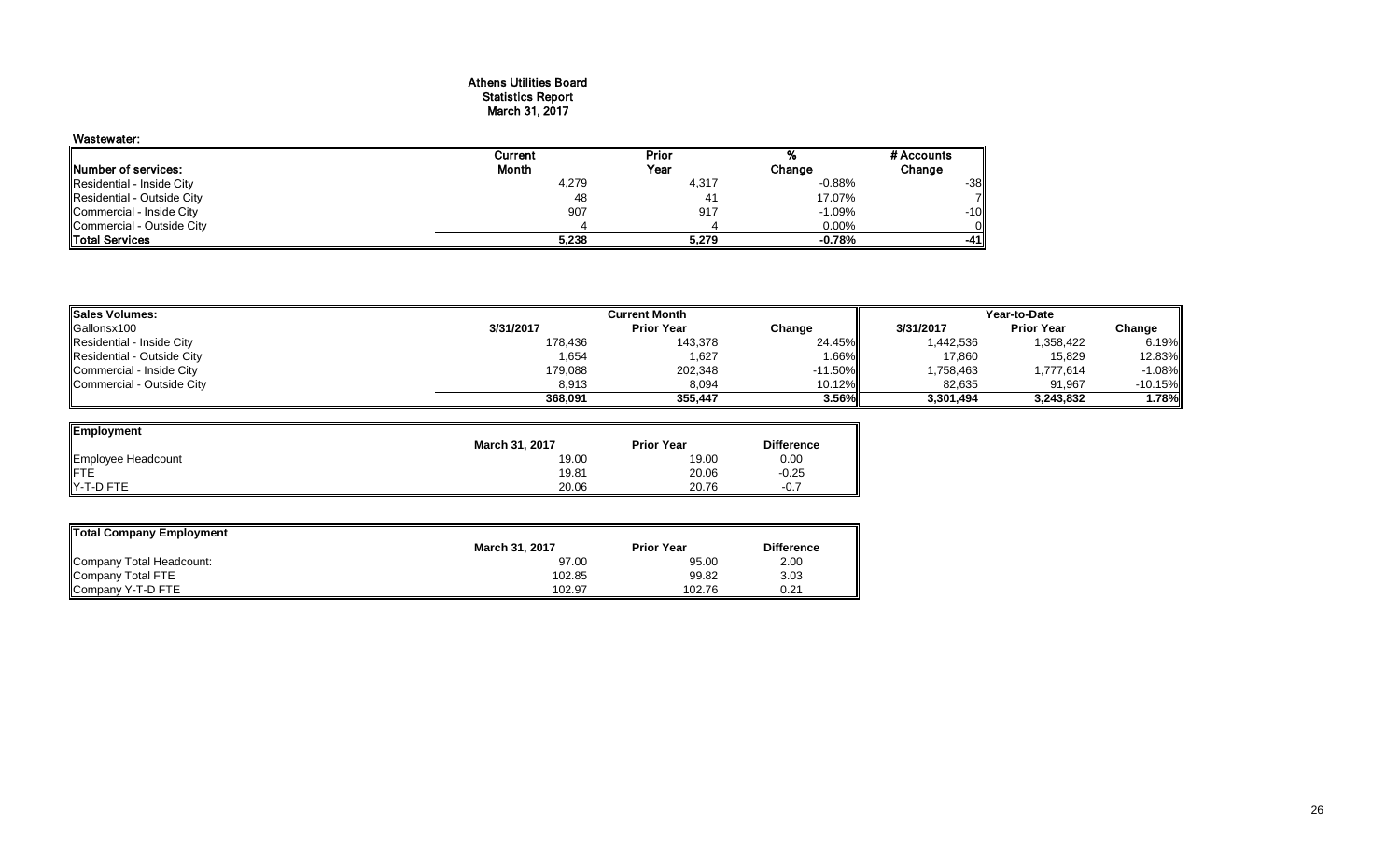# Athens Utilities Board
## Statistics Report
## March 31, 2017

**Wastewater:**

| Number of services: | Current Month | Prior Year | % Change | # Accounts Change |
|---|---|---|---|---|
| Residential - Inside City | 4,279 | 4,317 | -0.88% | -38 |
| Residential - Outside City | 48 | 41 | 17.07% | 7 |
| Commercial - Inside City | 907 | 917 | -1.09% | -10 |
| Commercial - Outside City | 4 | 4 | 0.00% | 0 |
| **Total Services** | **5,238** | **5,279** | **-0.78%** | **-41** |

| Sales Volumes: | Current Month | | | Year-to-Date | | |
|---|---|---|---|---|---|---|
| Gallonsx100 | 3/31/2017 | Prior Year | Change | 3/31/2017 | Prior Year | Change |
| Residential - Inside City | 178,436 | 143,378 | 24.45% | 1,442,536 | 1,358,422 | 6.19% |
| Residential - Outside City | 1,654 | 1,627 | 1.66% | 17,860 | 15,829 | 12.83% |
| Commercial - Inside City | 179,088 | 202,348 | -11.50% | 1,758,463 | 1,777,614 | -1.08% |
| Commercial - Outside City | 8,913 | 8,094 | 10.12% | 82,635 | 91,967 | -10.15% |
| | **368,091** | **355,447** | **3.56%** | **3,301,494** | **3,243,832** | **1.78%** |

| Employment | March 31, 2017 | Prior Year | Difference |
|---|---|---|---|
| Employee Headcount | 19.00 | 19.00 | 0.00 |
| FTE | 19.81 | 20.06 | -0.25 |
| Y-T-D FTE | 20.06 | 20.76 | -0.7 |

| Total Company Employment | March 31, 2017 | Prior Year | Difference |
|---|---|---|---|
| Company Total Headcount: | 97.00 | 95.00 | 2.00 |
| Company Total FTE | 102.85 | 99.82 | 3.03 |
| Company Y-T-D FTE | 102.97 | 102.76 | 0.21 |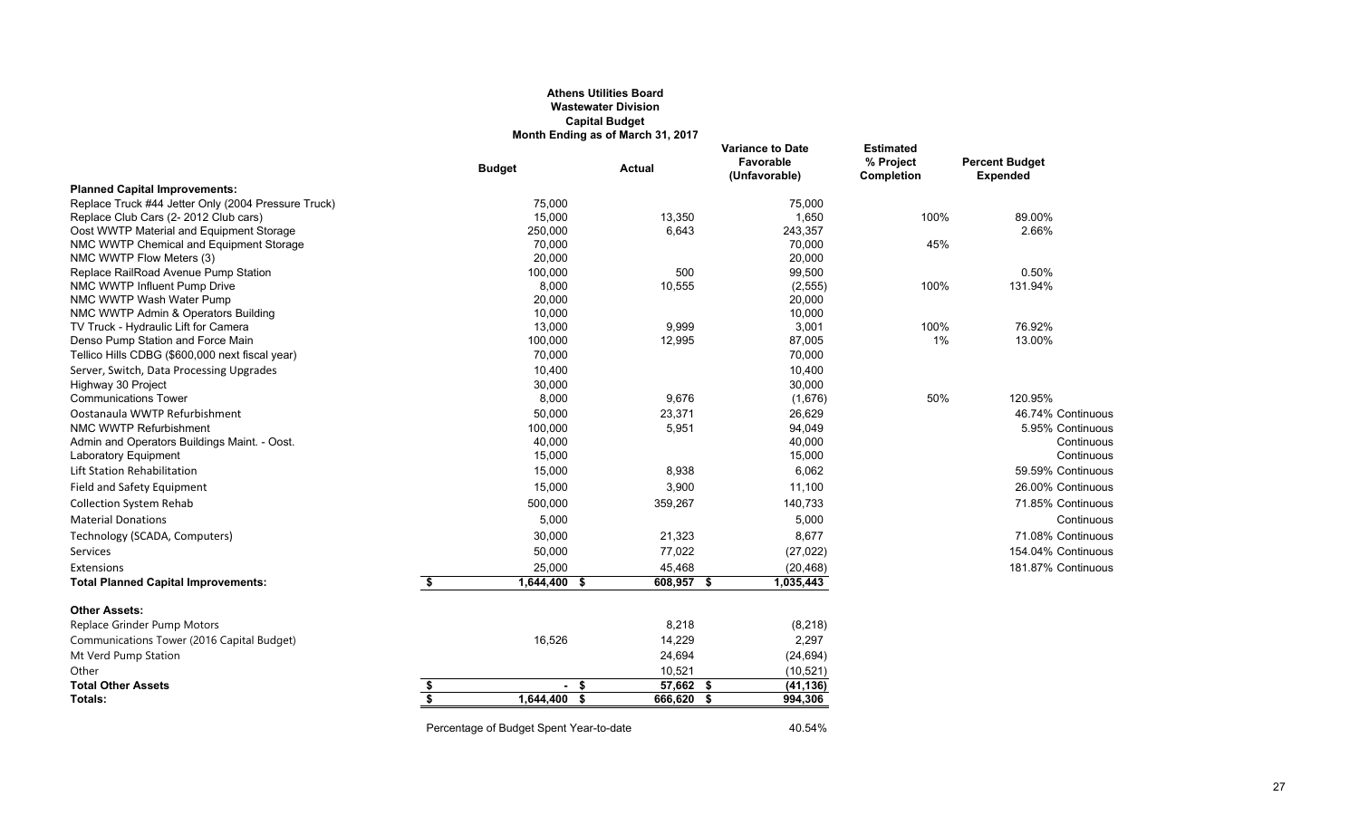**Athens Utilities Board**
**Wastewater Division**
**Capital Budget**
**Month Ending as of March 31, 2017**

| | Budget | Actual | Variance to Date Favorable (Unfavorable) | Estimated % Project Completion | Percent Budget Expended | |
|---|---|---|---|---|---|---|
| **Planned Capital Improvements:** | | | | | | |
| Replace Truck #44 Jetter Only (2004 Pressure Truck) | 75,000 | | 75,000 | | | |
| Replace Club Cars (2- 2012 Club cars) | 15,000 | 13,350 | 1,650 | 100% | 89.00% | |
| Oost WWTP Material and Equipment Storage | 250,000 | 6,643 | 243,357 | | 2.66% | |
| NMC WWTP Chemical and Equipment Storage | 70,000 | | 70,000 | 45% | | |
| NMC WWTP Flow Meters (3) | 20,000 | | 20,000 | | | |
| Replace RailRoad Avenue Pump Station | 100,000 | 500 | 99,500 | | 0.50% | |
| NMC WWTP Influent Pump Drive | 8,000 | 10,555 | (2,555) | 100% | 131.94% | |
| NMC WWTP Wash Water Pump | 20,000 | | 20,000 | | | |
| NMC WWTP Admin & Operators Building | 10,000 | | 10,000 | | | |
| TV Truck - Hydraulic Lift for Camera | 13,000 | 9,999 | 3,001 | 100% | 76.92% | |
| Denso Pump Station and Force Main | 100,000 | 12,995 | 87,005 | 1% | 13.00% | |
| Tellico Hills CDBG ($600,000 next fiscal year) | 70,000 | | 70,000 | | | |
| Server, Switch, Data Processing Upgrades | 10,400 | | 10,400 | | | |
| Highway 30 Project | 30,000 | | 30,000 | | | |
| Communications Tower | 8,000 | 9,676 | (1,676) | 50% | 120.95% | |
| Oostanaula WWTP Refurbishment | 50,000 | 23,371 | 26,629 | | 46.74% | Continuous |
| NMC WWTP Refurbishment | 100,000 | 5,951 | 94,049 | | 5.95% | Continuous |
| Admin and Operators Buildings Maint. - Oost. | 40,000 | | 40,000 | | | Continuous |
| Laboratory Equipment | 15,000 | | 15,000 | | | Continuous |
| Lift Station Rehabilitation | 15,000 | 8,938 | 6,062 | | 59.59% | Continuous |
| Field and Safety Equipment | 15,000 | 3,900 | 11,100 | | 26.00% | Continuous |
| Collection System Rehab | 500,000 | 359,267 | 140,733 | | 71.85% | Continuous |
| Material Donations | 5,000 | | 5,000 | | | Continuous |
| Technology (SCADA, Computers) | 30,000 | 21,323 | 8,677 | | 71.08% | Continuous |
| Services | 50,000 | 77,022 | (27,022) | | 154.04% | Continuous |
| Extensions | 25,000 | 45,468 | (20,468) | | 181.87% | Continuous |
| **Total Planned Capital Improvements:** | **$ 1,644,400** | **$ 608,957** | **$ 1,035,443** | | | |
| | | | | | | |
| **Other Assets:** | | | | | | |
| Replace Grinder Pump Motors | | 8,218 | (8,218) | | | |
| Communications Tower (2016 Capital Budget) | 16,526 | 14,229 | 2,297 | | | |
| Mt Verd Pump Station | | 24,694 | (24,694) | | | |
| Other | | 10,521 | (10,521) | | | |
| **Total Other Assets** | **$ -** | **$ 57,662** | **$ (41,136)** | | | |
| **Totals:** | **$ 1,644,400** | **$ 666,620** | **$ 994,306** | | | |

Percentage of Budget Spent Year-to-date 40.54%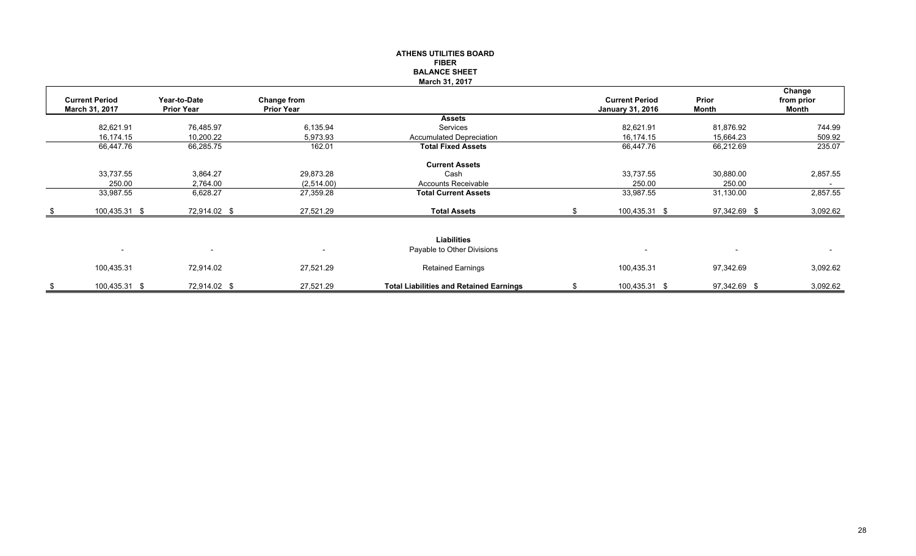**ATHENS UTILITIES BOARD**
**FIBER**
**BALANCE SHEET**
**March 31, 2017**

| Current Period March 31, 2017 | Year-to-Date Prior Year | Change from Prior Year | | Current Period January 31, 2016 | Prior Month | Change from prior Month |
|---|---|---|---|---|---|---|
| | | | **Assets** | | | |
| 82,621.91 | 76,485.97 | 6,135.94 | Services | 82,621.91 | 81,876.92 | 744.99 |
| 16,174.15 | 10,200.22 | 5,973.93 | Accumulated Depreciation | 16,174.15 | 15,664.23 | 509.92 |
| 66,447.76 | 66,285.75 | 162.01 | **Total Fixed Assets** | 66,447.76 | 66,212.69 | 235.07 |
| | | | **Current Assets** | | | |
| 33,737.55 | 3,864.27 | 29,873.28 | Cash | 33,737.55 | 30,880.00 | 2,857.55 |
| 250.00 | 2,764.00 | (2,514.00) | Accounts Receivable | 250.00 | 250.00 | - |
| 33,987.55 | 6,628.27 | 27,359.28 | **Total Current Assets** | 33,987.55 | 31,130.00 | 2,857.55 |
| $ 100,435.31 | $ 72,914.02 | $ 27,521.29 | **Total Assets** | $ 100,435.31 | $ 97,342.69 | $ 3,092.62 |
| | | | **Liabilities** | | | |
| - | - | - | Payable to Other Divisions | - | - | - |
| 100,435.31 | 72,914.02 | 27,521.29 | Retained Earnings | 100,435.31 | 97,342.69 | 3,092.62 |
| $ 100,435.31 | $ 72,914.02 | $ 27,521.29 | **Total Liabilities and Retained Earnings** | $ 100,435.31 | $ 97,342.69 | $ 3,092.62 |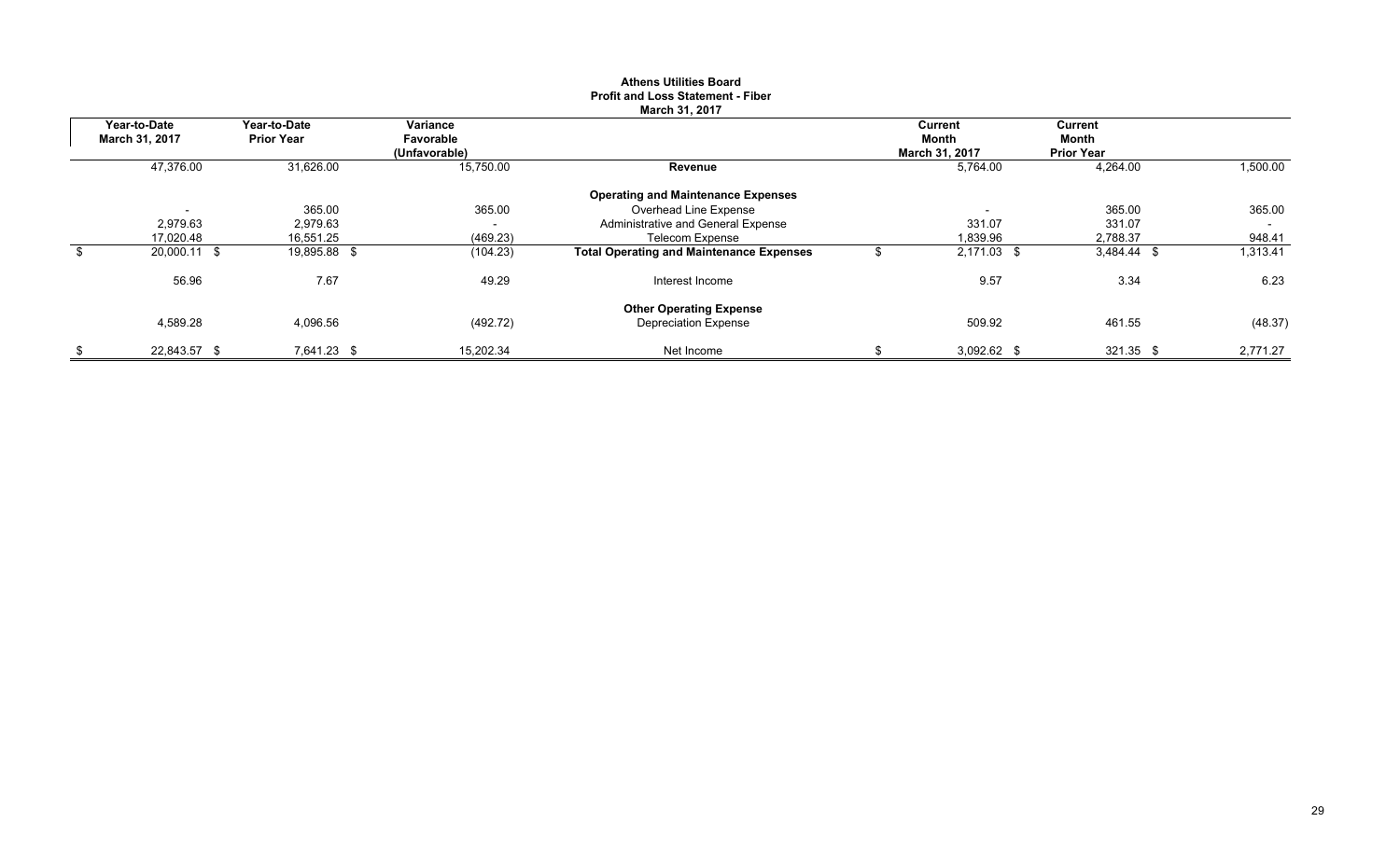**Athens Utilities Board**
**Profit and Loss Statement - Fiber**
**March 31, 2017**

| Year-to-Date March 31, 2017 | Year-to-Date Prior Year | Variance Favorable (Unfavorable) | | Current Month March 31, 2017 | Current Month Prior Year | |
|---|---|---|---|---|---|---|
| 47,376.00 | 31,626.00 | 15,750.00 | **Revenue** | 5,764.00 | 4,264.00 | 1,500.00 |
| | | | **Operating and Maintenance Expenses** | | | |
| - | 365.00 | 365.00 | Overhead Line Expense | - | 365.00 | 365.00 |
| 2,979.63 | 2,979.63 | - | Administrative and General Expense | 331.07 | 331.07 | - |
| 17,020.48 | 16,551.25 | (469.23) | Telecom Expense | 1,839.96 | 2,788.37 | 948.41 |
| $ 20,000.11 | $ 19,895.88 | $ (104.23) | **Total Operating and Maintenance Expenses** | $ 2,171.03 | $ 3,484.44 | $ 1,313.41 |
| 56.96 | 7.67 | 49.29 | Interest Income | 9.57 | 3.34 | 6.23 |
| | | | **Other Operating Expense** | | | |
| 4,589.28 | 4,096.56 | (492.72) | Depreciation Expense | 509.92 | 461.55 | (48.37) |
| $ 22,843.57 | $ 7,641.23 | $ 15,202.34 | Net Income | $ 3,092.62 | $ 321.35 | $ 2,771.27 |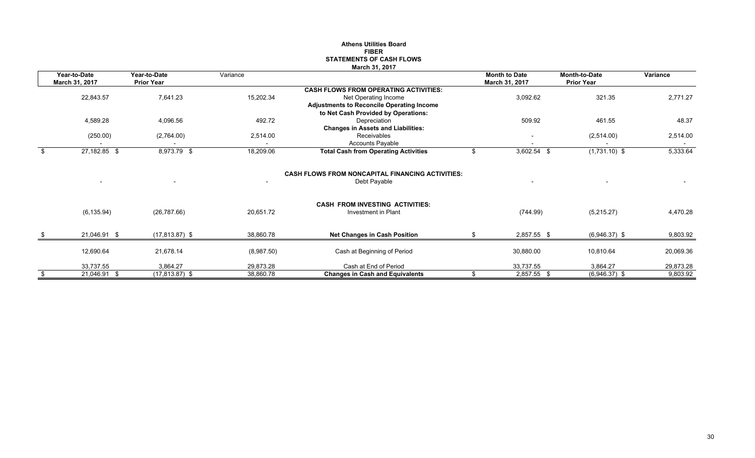**Athens Utilities Board**
**FIBER**
**STATEMENTS OF CASH FLOWS**
**March 31, 2017**

| Year-to-Date March 31, 2017 | Year-to-Date Prior Year | Variance | | Month to Date March 31, 2017 | Month-to-Date Prior Year | Variance |
|---|---|---|---|---|---|---|
| | | | **CASH FLOWS FROM OPERATING ACTIVITIES:** | | | |
| 22,843.57 | 7,641.23 | 15,202.34 | Net Operating Income | 3,092.62 | 321.35 | 2,771.27 |
| | | | **Adjustments to Reconcile Operating Income to Net Cash Provided by Operations:** | | | |
| 4,589.28 | 4,096.56 | 492.72 | Depreciation | 509.92 | 461.55 | 48.37 |
| | | | **Changes in Assets and Liabilities:** | | | |
| (250.00) | (2,764.00) | 2,514.00 | Receivables | - | (2,514.00) | 2,514.00 |
| - | - | - | Accounts Payable | - | - | - |
| $ 27,182.85 | $ 8,973.79 | $ 18,209.06 | **Total Cash from Operating Activities** | $ 3,602.54 | $ (1,731.10) | $ 5,333.64 |
| | | | **CASH FLOWS FROM NONCAPITAL FINANCING ACTIVITIES:** | | | |
| - | - | - | Debt Payable | - | - | - |
| | | | **CASH FROM INVESTING ACTIVITIES:** | | | |
| (6,135.94) | (26,787.66) | 20,651.72 | Investment in Plant | (744.99) | (5,215.27) | 4,470.28 |
| $ 21,046.91 | $ (17,813.87) | $ 38,860.78 | **Net Changes in Cash Position** | $ 2,857.55 | $ (6,946.37) | $ 9,803.92 |
| 12,690.64 | 21,678.14 | (8,987.50) | Cash at Beginning of Period | 30,880.00 | 10,810.64 | 20,069.36 |
| 33,737.55 | 3,864.27 | 29,873.28 | Cash at End of Period | 33,737.55 | 3,864.27 | 29,873.28 |
| $ 21,046.91 | $ (17,813.87) | $ 38,860.78 | **Changes in Cash and Equivalents** | $ 2,857.55 | $ (6,946.37) | $ 9,803.92 |